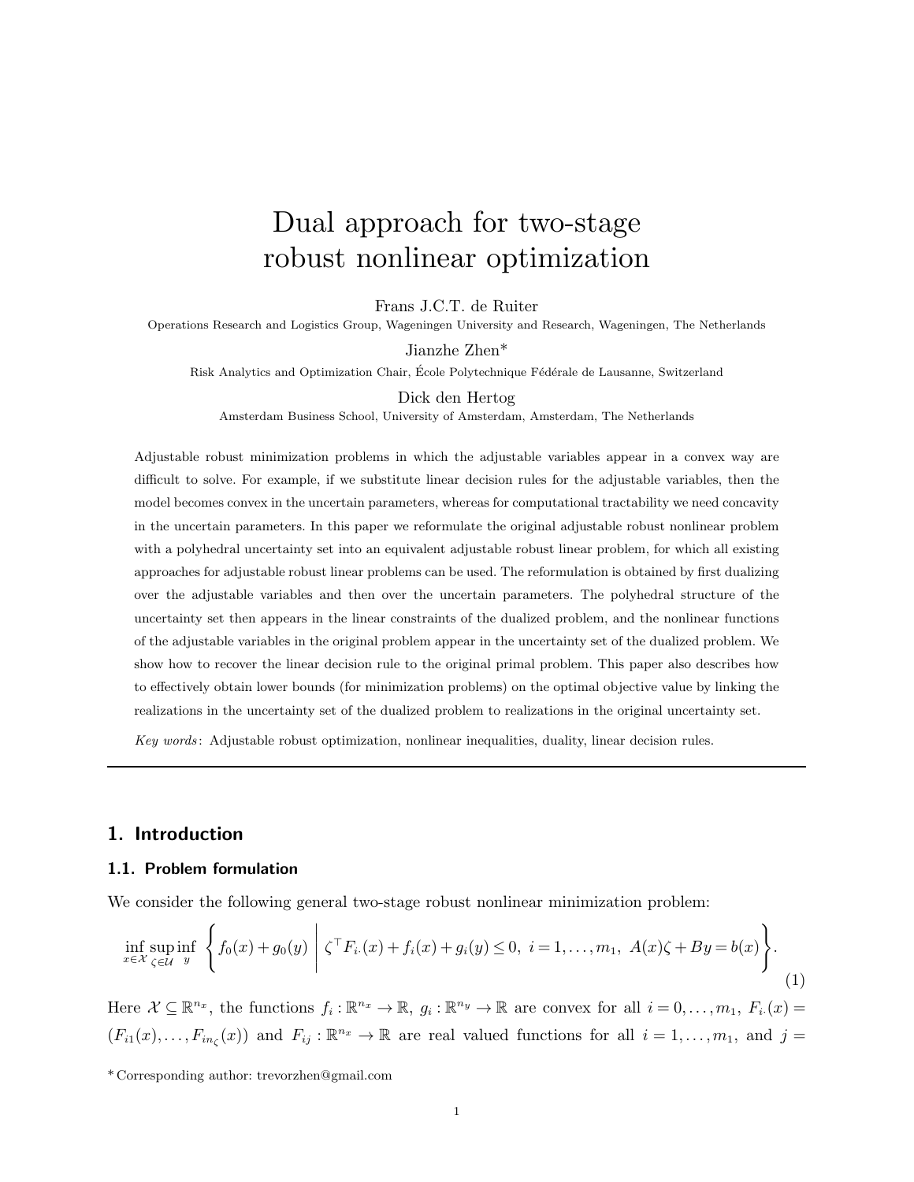# Dual approach for two-stage robust nonlinear optimization

Frans J.C.T. de Ruiter

Operations Research and Logistics Group, Wageningen University and Research, Wageningen, The Netherlands

Jianzhe Zhen*

Risk Analytics and Optimization Chair, École Polytechnique Fédérale de Lausanne, Switzerland

Dick den Hertog

Amsterdam Business School, University of Amsterdam, Amsterdam, The Netherlands

Adjustable robust minimization problems in which the adjustable variables appear in a convex way are difficult to solve. For example, if we substitute linear decision rules for the adjustable variables, then the model becomes convex in the uncertain parameters, whereas for computational tractability we need concavity in the uncertain parameters. In this paper we reformulate the original adjustable robust nonlinear problem with a polyhedral uncertainty set into an equivalent adjustable robust linear problem, for which all existing approaches for adjustable robust linear problems can be used. The reformulation is obtained by first dualizing over the adjustable variables and then over the uncertain parameters. The polyhedral structure of the uncertainty set then appears in the linear constraints of the dualized problem, and the nonlinear functions of the adjustable variables in the original problem appear in the uncertainty set of the dualized problem. We show how to recover the linear decision rule to the original primal problem. This paper also describes how to effectively obtain lower bounds (for minimization problems) on the optimal objective value by linking the realizations in the uncertainty set of the dualized problem to realizations in the original uncertainty set.

*Key words*: Adjustable robust optimization, nonlinear inequalities, duality, linear decision rules.

## 1. Introduction

### 1.1. Problem formulation

We consider the following general two-stage robust nonlinear minimization problem:

$$\inf_{x \in \mathcal{X}} \sup_{\zeta \in \mathcal{U}} \inf_{y} \left\{ f_0(x) + g_0(y) \;\middle|\; \zeta^\top F_{i\cdot}(x) + f_i(x) + g_i(y) \leq 0,\ i = 1, \ldots, m_1,\ A(x)\zeta + By = b(x) \right\}. \tag{1}$$

Here $\mathcal{X} \subseteq \mathbb{R}^{n_x}$, the functions $f_i : \mathbb{R}^{n_x} \to \mathbb{R}$, $g_i : \mathbb{R}^{n_y} \to \mathbb{R}$ are convex for all $i = 0, \ldots, m_1$, $F_{i\cdot}(x) = (F_{i1}(x), \ldots, F_{in_\zeta}(x))$ and $F_{ij} : \mathbb{R}^{n_x} \to \mathbb{R}$ are real valued functions for all $i = 1, \ldots, m_1$, and $j =$

* Corresponding author: trevorzhen@gmail.com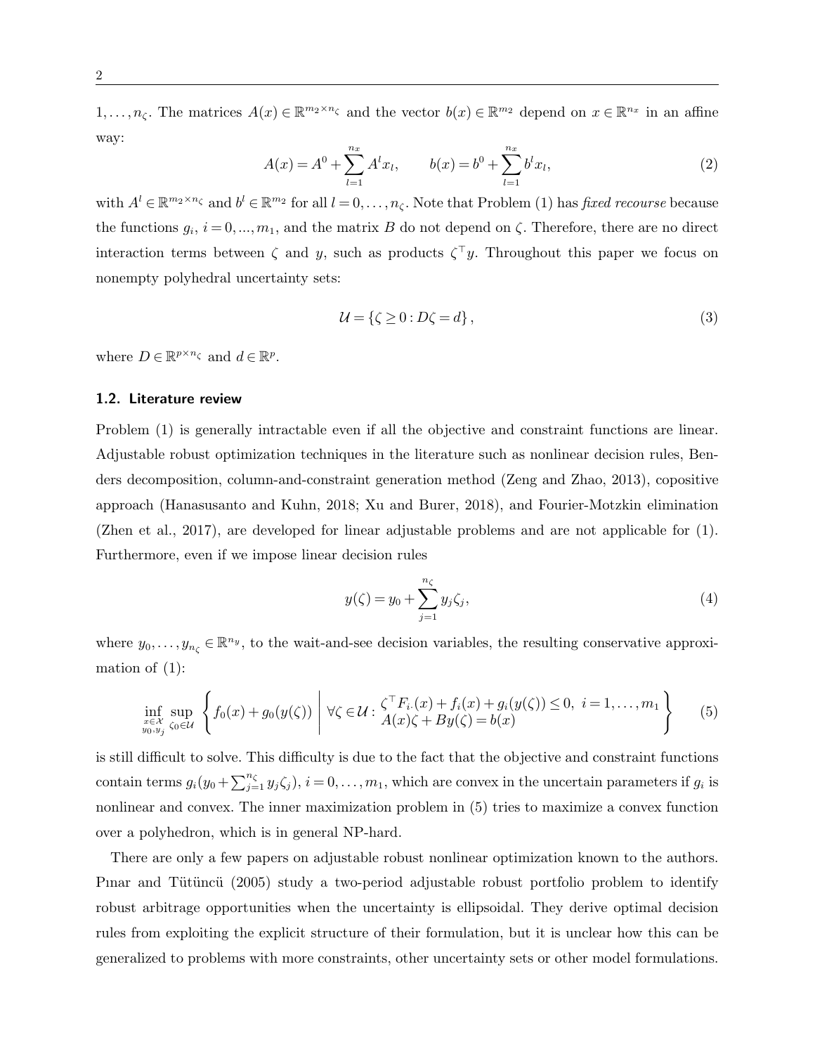$1, \ldots, n_\zeta$. The matrices $A(x) \in \mathbb{R}^{m_2 \times n_\zeta}$ and the vector $b(x) \in \mathbb{R}^{m_2}$ depend on $x \in \mathbb{R}^{n_x}$ in an affine way:

$$A(x) = A^0 + \sum_{l=1}^{nx} A^l x_l, \qquad b(x) = b^0 + \sum_{l=1}^{nx} b^l x_l, \tag{2}$$

with $A^l \in \mathbb{R}^{m_2 \times n_\zeta}$ and $b^l \in \mathbb{R}^{m_2}$ for all $l = 0, \ldots, n_\zeta$. Note that Problem (1) has *fixed recourse* because the functions $g_i$, $i = 0, ..., m_1$, and the matrix $B$ do not depend on $\zeta$. Therefore, there are no direct interaction terms between $\zeta$ and $y$, such as products $\zeta^\top y$. Throughout this paper we focus on nonempty polyhedral uncertainty sets:

$$\mathcal{U} = \{\zeta \geq 0 : D\zeta = d\}, \tag{3}$$

where $D \in \mathbb{R}^{p \times n_\zeta}$ and $d \in \mathbb{R}^p$.

### 1.2. Literature review

Problem (1) is generally intractable even if all the objective and constraint functions are linear. Adjustable robust optimization techniques in the literature such as nonlinear decision rules, Benders decomposition, column-and-constraint generation method (Zeng and Zhao, 2013), copositive approach (Hanasusanto and Kuhn, 2018; Xu and Burer, 2018), and Fourier-Motzkin elimination (Zhen et al., 2017), are developed for linear adjustable problems and are not applicable for (1). Furthermore, even if we impose linear decision rules

$$y(\zeta) = y_0 + \sum_{j=1}^{n_\zeta} y_j \zeta_j, \tag{4}$$

where $y_0, \ldots, y_{n_\zeta} \in \mathbb{R}^{n_y}$, to the wait-and-see decision variables, the resulting conservative approximation of (1):

$$\inf_{\substack{x \in \mathcal{X} \\ y_0, y_j}} \sup_{\zeta_0 \in \mathcal{U}} \left\{ f_0(x) + g_0(y(\zeta)) \;\middle|\; \forall \zeta \in \mathcal{U} : \begin{array}{l} \zeta^\top F_{i\cdot}(x) + f_i(x) + g_i(y(\zeta)) \leq 0, \ i = 1, \ldots, m_1 \\ A(x)\zeta + By(\zeta) = b(x) \end{array} \right\} \tag{5}$$

is still difficult to solve. This difficulty is due to the fact that the objective and constraint functions contain terms $g_i(y_0 + \sum_{j=1}^{n_\zeta} y_j \zeta_j)$, $i = 0, \ldots, m_1$, which are convex in the uncertain parameters if $g_i$ is nonlinear and convex. The inner maximization problem in (5) tries to maximize a convex function over a polyhedron, which is in general NP-hard.

There are only a few papers on adjustable robust nonlinear optimization known to the authors. Pınar and Tütüncü (2005) study a two-period adjustable robust portfolio problem to identify robust arbitrage opportunities when the uncertainty is ellipsoidal. They derive optimal decision rules from exploiting the explicit structure of their formulation, but it is unclear how this can be generalized to problems with more constraints, other uncertainty sets or other model formulations.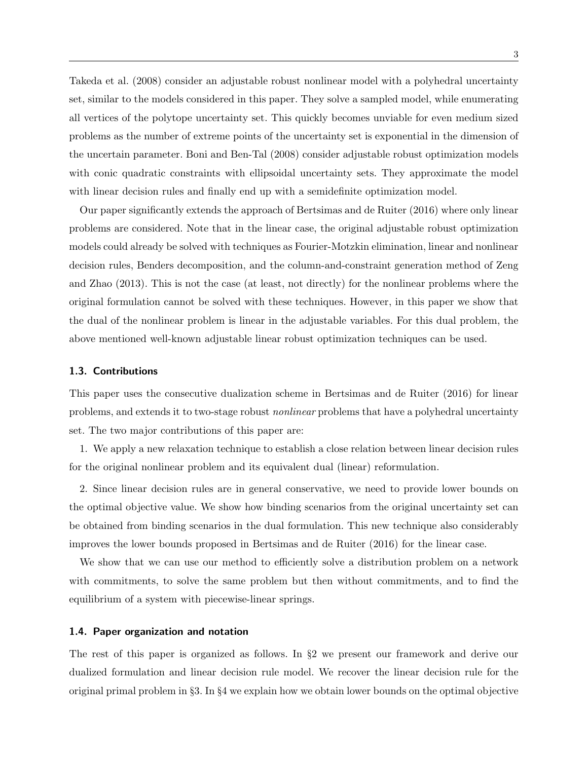Takeda et al. (2008) consider an adjustable robust nonlinear model with a polyhedral uncertainty set, similar to the models considered in this paper. They solve a sampled model, while enumerating all vertices of the polytope uncertainty set. This quickly becomes unviable for even medium sized problems as the number of extreme points of the uncertainty set is exponential in the dimension of the uncertain parameter. Boni and Ben-Tal (2008) consider adjustable robust optimization models with conic quadratic constraints with ellipsoidal uncertainty sets. They approximate the model with linear decision rules and finally end up with a semidefinite optimization model.

Our paper significantly extends the approach of Bertsimas and de Ruiter (2016) where only linear problems are considered. Note that in the linear case, the original adjustable robust optimization models could already be solved with techniques as Fourier-Motzkin elimination, linear and nonlinear decision rules, Benders decomposition, and the column-and-constraint generation method of Zeng and Zhao (2013). This is not the case (at least, not directly) for the nonlinear problems where the original formulation cannot be solved with these techniques. However, in this paper we show that the dual of the nonlinear problem is linear in the adjustable variables. For this dual problem, the above mentioned well-known adjustable linear robust optimization techniques can be used.

### 1.3. Contributions

This paper uses the consecutive dualization scheme in Bertsimas and de Ruiter (2016) for linear problems, and extends it to two-stage robust *nonlinear* problems that have a polyhedral uncertainty set. The two major contributions of this paper are:

1. We apply a new relaxation technique to establish a close relation between linear decision rules for the original nonlinear problem and its equivalent dual (linear) reformulation.

2. Since linear decision rules are in general conservative, we need to provide lower bounds on the optimal objective value. We show how binding scenarios from the original uncertainty set can be obtained from binding scenarios in the dual formulation. This new technique also considerably improves the lower bounds proposed in Bertsimas and de Ruiter (2016) for the linear case.

We show that we can use our method to efficiently solve a distribution problem on a network with commitments, to solve the same problem but then without commitments, and to find the equilibrium of a system with piecewise-linear springs.

### 1.4. Paper organization and notation

The rest of this paper is organized as follows. In §2 we present our framework and derive our dualized formulation and linear decision rule model. We recover the linear decision rule for the original primal problem in §3. In §4 we explain how we obtain lower bounds on the optimal objective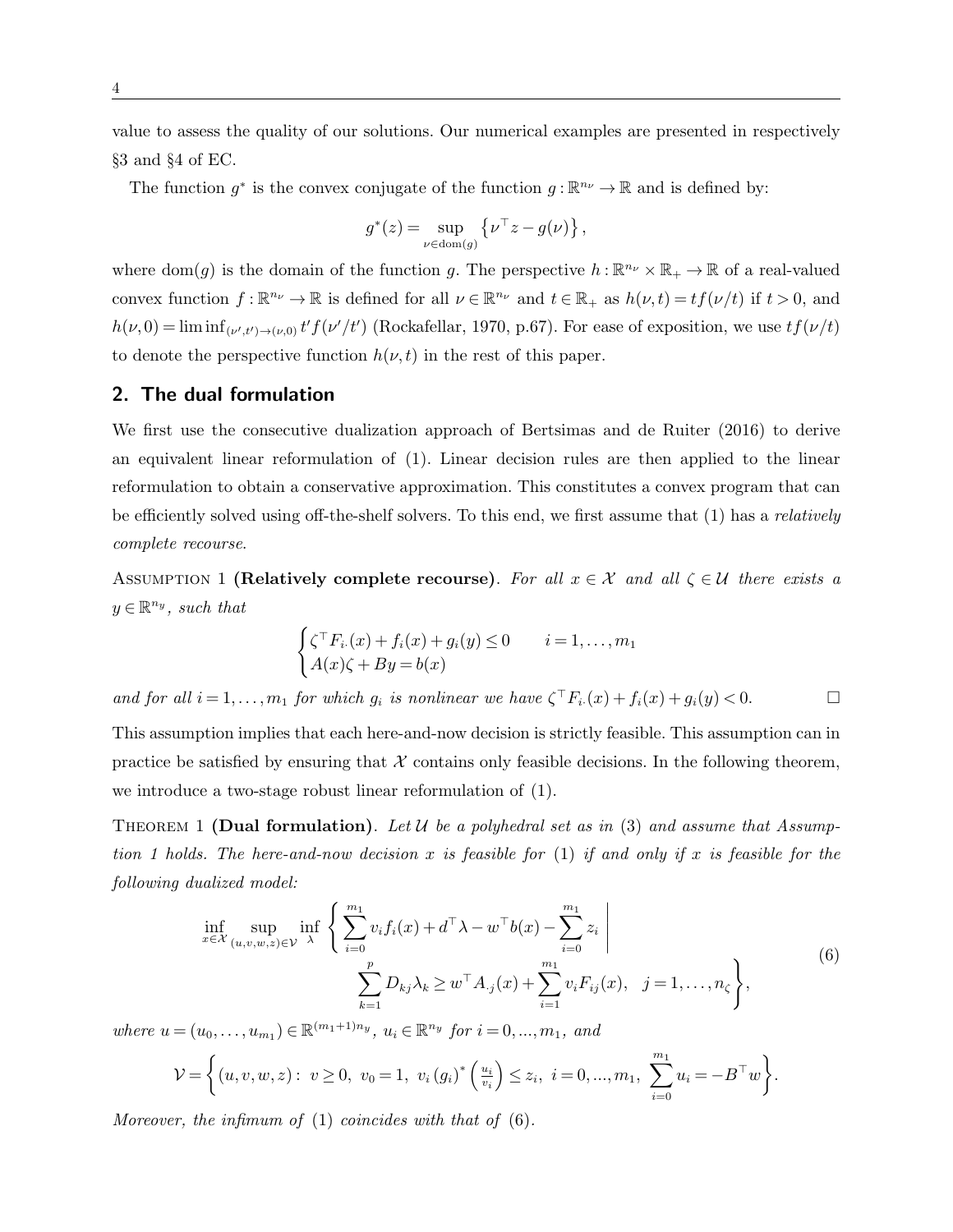value to assess the quality of our solutions. Our numerical examples are presented in respectively §3 and §4 of EC.

The function $g^*$ is the convex conjugate of the function $g:\mathbb{R}^{n_\nu}\to\mathbb{R}$ and is defined by:

$$g^*(z) = \sup_{\nu\in \mathrm{dom}(g)} \left\{\nu^\top z - g(\nu)\right\},$$

where $\mathrm{dom}(g)$ is the domain of the function $g$. The perspective $h:\mathbb{R}^{n_\nu}\times\mathbb{R}_+\to\mathbb{R}$ of a real-valued convex function $f:\mathbb{R}^{n_\nu}\to\mathbb{R}$ is defined for all $\nu\in\mathbb{R}^{n_\nu}$ and $t\in\mathbb{R}_+$ as $h(\nu,t)=tf(\nu/t)$ if $t>0$, and $h(\nu,0)=\liminf_{(\nu',t')\to(\nu,0)} t'f(\nu'/t')$ (Rockafellar, 1970, p.67). For ease of exposition, we use $tf(\nu/t)$ to denote the perspective function $h(\nu,t)$ in the rest of this paper.

## 2. The dual formulation

We first use the consecutive dualization approach of Bertsimas and de Ruiter (2016) to derive an equivalent linear reformulation of (1). Linear decision rules are then applied to the linear reformulation to obtain a conservative approximation. This constitutes a convex program that can be efficiently solved using off-the-shelf solvers. To this end, we first assume that (1) has a *relatively complete recourse*.

Assumption 1 **(Relatively complete recourse)**. *For all $x\in\mathcal{X}$ and all $\zeta\in\mathcal{U}$ there exists a $y\in\mathbb{R}^{n_y}$, such that*

$$\begin{cases}\zeta^\top F_{i\cdot}(x)+f_i(x)+g_i(y)\le 0 & i=1,\dots,m_1\\ A(x)\zeta+By=b(x)\end{cases}$$

*and for all $i=1,\dots,m_1$ for which $g_i$ is nonlinear we have $\zeta^\top F_{i\cdot}(x)+f_i(x)+g_i(y)<0$.* □

This assumption implies that each here-and-now decision is strictly feasible. This assumption can in practice be satisfied by ensuring that $\mathcal{X}$ contains only feasible decisions. In the following theorem, we introduce a two-stage robust linear reformulation of (1).

Theorem 1 **(Dual formulation)**. *Let $\mathcal{U}$ be a polyhedral set as in (3) and assume that Assumption 1 holds. The here-and-now decision $x$ is feasible for (1) if and only if $x$ is feasible for the following dualized model:*

$$\inf_{x\in\mathcal{X}}\sup_{(u,v,w,z)\in\mathcal{V}}\inf_{\lambda}\left\{\sum_{i=0}^{m_1} v_if_i(x)+d^\top\lambda-w^\top b(x)-\sum_{i=0}^{m_1} z_i \;\middle|\; \sum_{k=1}^{p} D_{kj}\lambda_k\ge w^\top A_{\cdot j}(x)+\sum_{i=1}^{m_1} v_iF_{ij}(x),\quad j=1,\dots,n_\zeta\right\},\tag{6}$$

*where $u=(u_0,\dots,u_{m_1})\in\mathbb{R}^{(m_1+1)n_y}$, $u_i\in\mathbb{R}^{n_y}$ for $i=0,...,m_1$, and*

$$\mathcal{V}=\left\{(u,v,w,z):\; v\ge 0,\; v_0=1,\; v_i\left(g_i\right)^*\left(\tfrac{u_i}{v_i}\right)\le z_i,\; i=0,...,m_1,\; \sum_{i=0}^{m_1}u_i=-B^\top w\right\}.$$

*Moreover, the infimum of (1) coincides with that of (6).*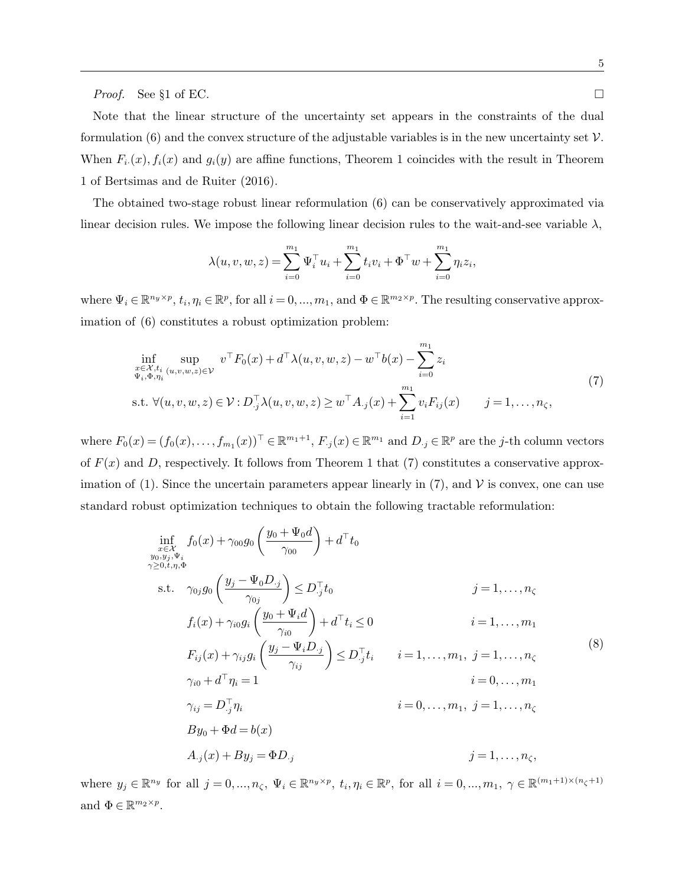*Proof.* See §1 of EC. □

Note that the linear structure of the uncertainty set appears in the constraints of the dual formulation (6) and the convex structure of the adjustable variables is in the new uncertainty set $\mathcal{V}$. When $F_{i\cdot}(x), f_i(x)$ and $g_i(y)$ are affine functions, Theorem 1 coincides with the result in Theorem 1 of Bertsimas and de Ruiter (2016).

The obtained two-stage robust linear reformulation (6) can be conservatively approximated via linear decision rules. We impose the following linear decision rules to the wait-and-see variable $\lambda$,

$$
\lambda(u,v,w,z) = \sum_{i=0}^{m_1} \Psi_i^\top u_i + \sum_{i=0}^{m_1} t_i v_i + \Phi^\top w + \sum_{i=0}^{m_1} \eta_i z_i,
$$

where $\Psi_i \in \mathbb{R}^{n_y \times p}$, $t_i, \eta_i \in \mathbb{R}^p$, for all $i = 0, ..., m_1$, and $\Phi \in \mathbb{R}^{m_2 \times p}$. The resulting conservative approximation of (6) constitutes a robust optimization problem:

$$
\begin{aligned}
&\inf_{\substack{x\in\mathcal{X}, t_i \\ \Psi_i, \Phi, \eta_i}} \sup_{(u,v,w,z)\in\mathcal{V}} \; v^\top F_0(x) + d^\top \lambda(u,v,w,z) - w^\top b(x) - \sum_{i=0}^{m_1} z_i \\
&\text{s.t. } \forall (u,v,w,z) \in \mathcal{V} : D_{\cdot j}^\top \lambda(u,v,w,z) \geq w^\top A_{\cdot j}(x) + \sum_{i=1}^{m_1} v_i F_{ij}(x) \qquad j = 1, \dots, n_\zeta,
\end{aligned}
\tag{7}
$$

where $F_0(x) = (f_0(x), \dots, f_{m_1}(x))^\top \in \mathbb{R}^{m_1+1}$, $F_{\cdot j}(x) \in \mathbb{R}^{m_1}$ and $D_{\cdot j} \in \mathbb{R}^p$ are the $j$-th column vectors of $F(x)$ and $D$, respectively. It follows from Theorem 1 that (7) constitutes a conservative approximation of (1). Since the uncertain parameters appear linearly in (7), and $\mathcal{V}$ is convex, one can use standard robust optimization techniques to obtain the following tractable reformulation:

$$
\begin{aligned}
\inf_{\substack{x\in\mathcal{X} \\ y_0, y_j, \Psi_i \\ \gamma \geq 0, t, \eta, \Phi}} \; & f_0(x) + \gamma_{00} g_0\left(\frac{y_0 + \Psi_0 d}{\gamma_{00}}\right) + d^\top t_0 \\
\text{s.t.} \quad & \gamma_{0j} g_0\left(\frac{y_j - \Psi_0 D_{\cdot j}}{\gamma_{0j}}\right) \leq D_{\cdot j}^\top t_0 && j = 1, \dots, n_\zeta \\
& f_i(x) + \gamma_{i0} g_i\left(\frac{y_0 + \Psi_i d}{\gamma_{i0}}\right) + d^\top t_i \leq 0 && i = 1, \dots, m_1 \\
& F_{ij}(x) + \gamma_{ij} g_i\left(\frac{y_j - \Psi_i D_{\cdot j}}{\gamma_{ij}}\right) \leq D_{\cdot j}^\top t_i && i = 1, \dots, m_1,\; j = 1, \dots, n_\zeta \\
& \gamma_{i0} + d^\top \eta_i = 1 && i = 0, \dots, m_1 \\
& \gamma_{ij} = D_{\cdot j}^\top \eta_i && i = 0, \dots, m_1,\; j = 1, \dots, n_\zeta \\
& B y_0 + \Phi d = b(x) \\
& A_{\cdot j}(x) + B y_j = \Phi D_{\cdot j} && j = 1, \dots, n_\zeta,
\end{aligned}
\tag{8}
$$

where $y_j \in \mathbb{R}^{n_y}$ for all $j = 0, ..., n_\zeta$, $\Psi_i \in \mathbb{R}^{n_y \times p}$, $t_i, \eta_i \in \mathbb{R}^p$, for all $i = 0, ..., m_1$, $\gamma \in \mathbb{R}^{(m_1+1)\times(n_\zeta+1)}$ and $\Phi \in \mathbb{R}^{m_2 \times p}$.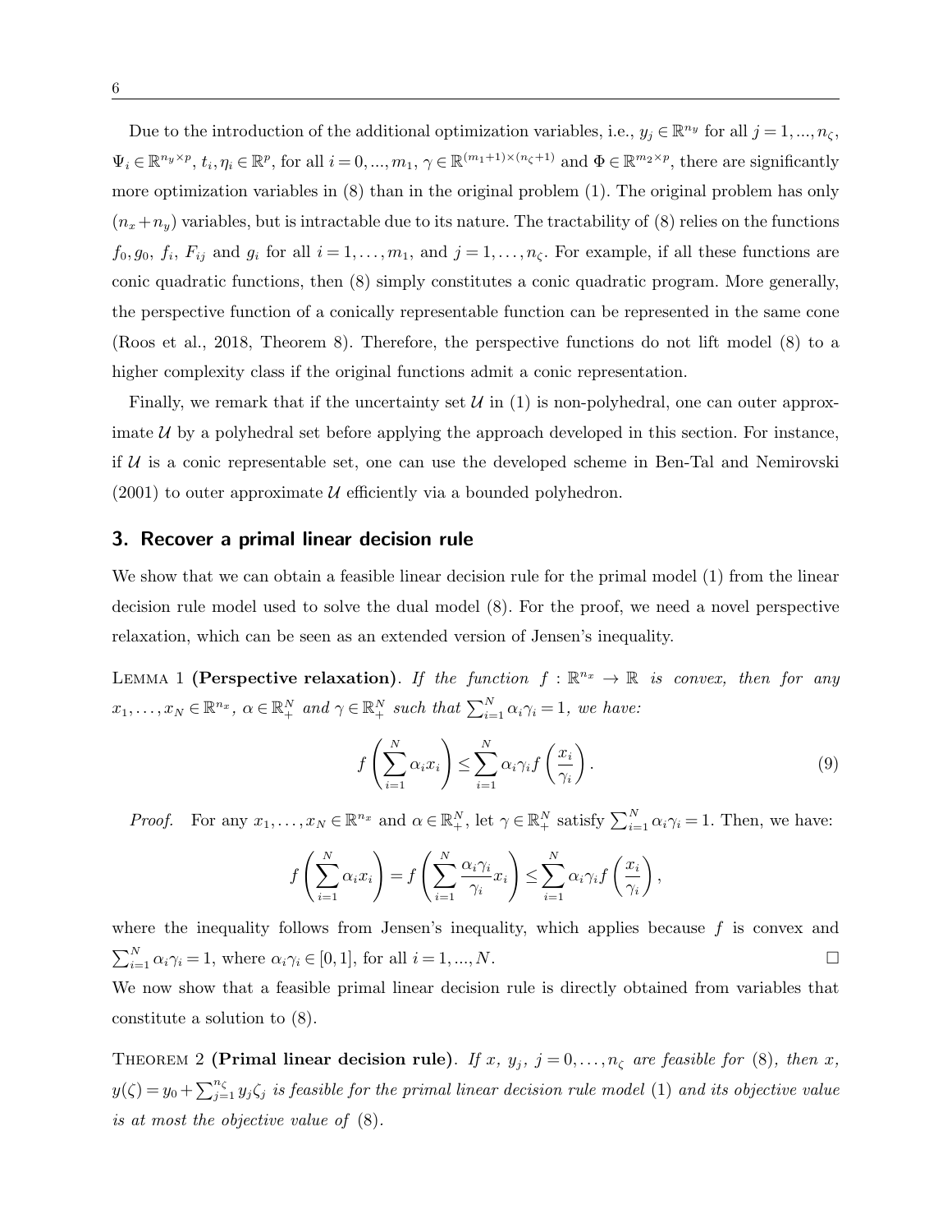Due to the introduction of the additional optimization variables, i.e., $y_j \in \mathbb{R}^{n_y}$ for all $j = 1, ..., n_\zeta$, $\Psi_i \in \mathbb{R}^{n_y \times p}$, $t_i, \eta_i \in \mathbb{R}^p$, for all $i = 0, ..., m_1$, $\gamma \in \mathbb{R}^{(m_1+1)\times(n_\zeta+1)}$ and $\Phi \in \mathbb{R}^{m_2 \times p}$, there are significantly more optimization variables in (8) than in the original problem (1). The original problem has only $(n_x + n_y)$ variables, but is intractable due to its nature. The tractability of (8) relies on the functions $f_0, g_0$, $f_i$, $F_{ij}$ and $g_i$ for all $i = 1, \ldots, m_1$, and $j = 1, \ldots, n_\zeta$. For example, if all these functions are conic quadratic functions, then (8) simply constitutes a conic quadratic program. More generally, the perspective function of a conically representable function can be represented in the same cone (Roos et al., 2018, Theorem 8). Therefore, the perspective functions do not lift model (8) to a higher complexity class if the original functions admit a conic representation.

Finally, we remark that if the uncertainty set $\mathcal{U}$ in (1) is non-polyhedral, one can outer approximate $\mathcal{U}$ by a polyhedral set before applying the approach developed in this section. For instance, if $\mathcal{U}$ is a conic representable set, one can use the developed scheme in Ben-Tal and Nemirovski (2001) to outer approximate $\mathcal{U}$ efficiently via a bounded polyhedron.

## 3. Recover a primal linear decision rule

We show that we can obtain a feasible linear decision rule for the primal model (1) from the linear decision rule model used to solve the dual model (8). For the proof, we need a novel perspective relaxation, which can be seen as an extended version of Jensen's inequality.

LEMMA 1 **(Perspective relaxation)**. *If the function $f : \mathbb{R}^{n_x} \to \mathbb{R}$ is convex, then for any $x_1, \ldots, x_N \in \mathbb{R}^{n_x}$, $\alpha \in \mathbb{R}^N_+$ and $\gamma \in \mathbb{R}^N_+$ such that $\sum_{i=1}^N \alpha_i \gamma_i = 1$, we have:*

$$f\left(\sum_{i=1}^N \alpha_i x_i\right) \leq \sum_{i=1}^N \alpha_i \gamma_i f\left(\frac{x_i}{\gamma_i}\right). \tag{9}$$

*Proof.* For any $x_1, \ldots, x_N \in \mathbb{R}^{n_x}$ and $\alpha \in \mathbb{R}^N_+$, let $\gamma \in \mathbb{R}^N_+$ satisfy $\sum_{i=1}^N \alpha_i \gamma_i = 1$. Then, we have:

$$f\left(\sum_{i=1}^N \alpha_i x_i\right) = f\left(\sum_{i=1}^N \frac{\alpha_i \gamma_i}{\gamma_i} x_i\right) \leq \sum_{i=1}^N \alpha_i \gamma_i f\left(\frac{x_i}{\gamma_i}\right),$$

where the inequality follows from Jensen's inequality, which applies because $f$ is convex and $\sum_{i=1}^N \alpha_i \gamma_i = 1$, where $\alpha_i \gamma_i \in [0, 1]$, for all $i = 1, ..., N$. $\square$

We now show that a feasible primal linear decision rule is directly obtained from variables that constitute a solution to (8).

THEOREM 2 **(Primal linear decision rule)**. *If $x$, $y_j$, $j = 0, \ldots, n_\zeta$ are feasible for (8), then $x$, $y(\zeta) = y_0 + \sum_{j=1}^{n_\zeta} y_j \zeta_j$ is feasible for the primal linear decision rule model (1) and its objective value is at most the objective value of (8).*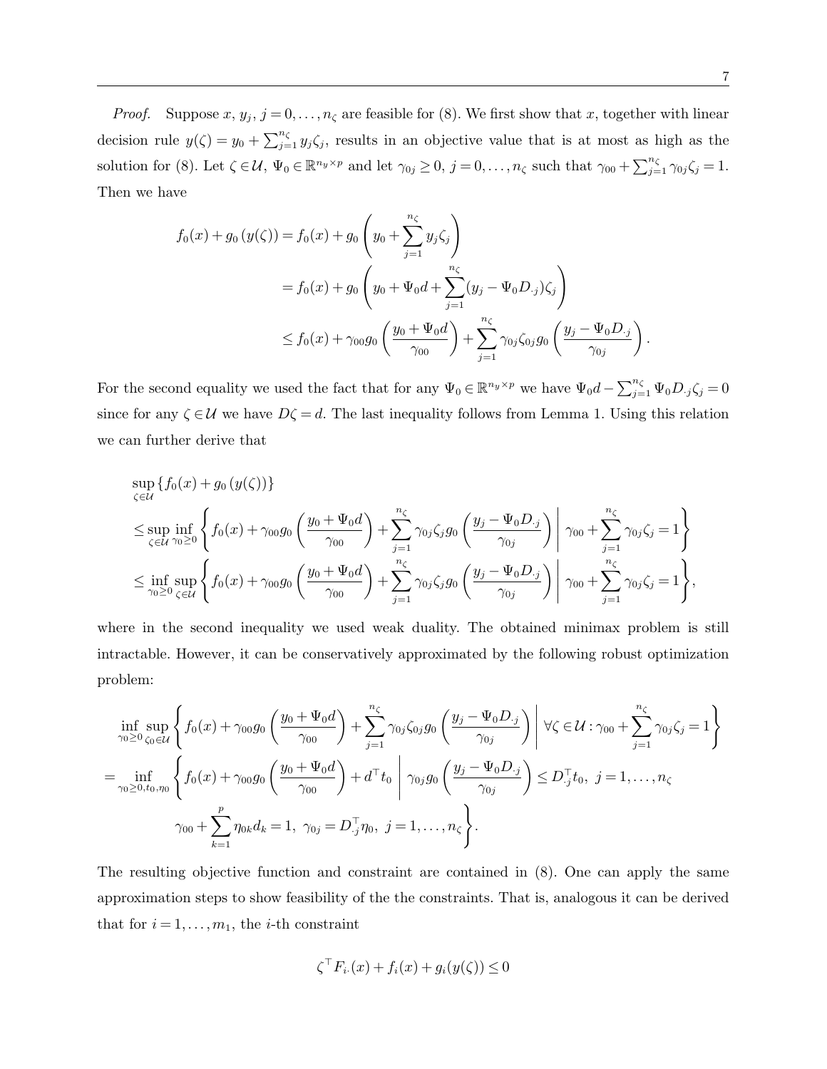*Proof.* Suppose $x$, $y_j$, $j = 0, \ldots, n_\zeta$ are feasible for (8). We first show that $x$, together with linear decision rule $y(\zeta) = y_0 + \sum_{j=1}^{n_\zeta} y_j \zeta_j$, results in an objective value that is at most as high as the solution for (8). Let $\zeta \in \mathcal{U}$, $\Psi_0 \in \mathbb{R}^{n_y \times p}$ and let $\gamma_{0j} \geq 0$, $j = 0, \ldots, n_\zeta$ such that $\gamma_{00} + \sum_{j=1}^{n_\zeta} \gamma_{0j} \zeta_j = 1$. Then we have

$$
\begin{aligned}
f_0(x) + g_0(y(\zeta)) &= f_0(x) + g_0\left(y_0 + \sum_{j=1}^{n_\zeta} y_j \zeta_j\right) \\
&= f_0(x) + g_0\left(y_0 + \Psi_0 d + \sum_{j=1}^{n_\zeta} (y_j - \Psi_0 D_{\cdot j}) \zeta_j\right) \\
&\leq f_0(x) + \gamma_{00} g_0\left(\frac{y_0 + \Psi_0 d}{\gamma_{00}}\right) + \sum_{j=1}^{n_\zeta} \gamma_{0j} \zeta_{0j} g_0\left(\frac{y_j - \Psi_0 D_{\cdot j}}{\gamma_{0j}}\right).
\end{aligned}
$$

For the second equality we used the fact that for any $\Psi_0 \in \mathbb{R}^{n_y \times p}$ we have $\Psi_0 d - \sum_{j=1}^{n_\zeta} \Psi_0 D_{\cdot j} \zeta_j = 0$ since for any $\zeta \in \mathcal{U}$ we have $D\zeta = d$. The last inequality follows from Lemma 1. Using this relation we can further derive that

$$
\begin{aligned}
&\sup_{\zeta \in \mathcal{U}} \{f_0(x) + g_0(y(\zeta))\} \\
&\leq \sup_{\zeta \in \mathcal{U}} \inf_{\gamma_0 \geq 0} \left\{ f_0(x) + \gamma_{00} g_0\left(\frac{y_0 + \Psi_0 d}{\gamma_{00}}\right) + \sum_{j=1}^{n_\zeta} \gamma_{0j} \zeta_j g_0\left(\frac{y_j - \Psi_0 D_{\cdot j}}{\gamma_{0j}}\right) \;\middle|\; \gamma_{00} + \sum_{j=1}^{n_\zeta} \gamma_{0j} \zeta_j = 1 \right\} \\
&\leq \inf_{\gamma_0 \geq 0} \sup_{\zeta \in \mathcal{U}} \left\{ f_0(x) + \gamma_{00} g_0\left(\frac{y_0 + \Psi_0 d}{\gamma_{00}}\right) + \sum_{j=1}^{n_\zeta} \gamma_{0j} \zeta_j g_0\left(\frac{y_j - \Psi_0 D_{\cdot j}}{\gamma_{0j}}\right) \;\middle|\; \gamma_{00} + \sum_{j=1}^{n_\zeta} \gamma_{0j} \zeta_j = 1 \right\},
\end{aligned}
$$

where in the second inequality we used weak duality. The obtained minimax problem is still intractable. However, it can be conservatively approximated by the following robust optimization problem:

$$
\begin{aligned}
&\inf_{\gamma_0 \geq 0} \sup_{\zeta_0 \in \mathcal{U}} \left\{ f_0(x) + \gamma_{00} g_0\left(\frac{y_0 + \Psi_0 d}{\gamma_{00}}\right) + \sum_{j=1}^{n_\zeta} \gamma_{0j} \zeta_{0j} g_0\left(\frac{y_j - \Psi_0 D_{\cdot j}}{\gamma_{0j}}\right) \;\middle|\; \forall \zeta \in \mathcal{U} : \gamma_{00} + \sum_{j=1}^{n_\zeta} \gamma_{0j} \zeta_j = 1 \right\} \\
&= \inf_{\gamma_0 \geq 0, t_0, \eta_0} \left\{ f_0(x) + \gamma_{00} g_0\left(\frac{y_0 + \Psi_0 d}{\gamma_{00}}\right) + d^\top t_0 \;\middle|\; \gamma_{0j} g_0\left(\frac{y_j - \Psi_0 D_{\cdot j}}{\gamma_{0j}}\right) \leq D_{\cdot j}^\top t_0, \; j = 1, \ldots, n_\zeta \right. \\
&\qquad\qquad \left. \gamma_{00} + \sum_{k=1}^{p} \eta_{0k} d_k = 1, \; \gamma_{0j} = D_{\cdot j}^\top \eta_0, \; j = 1, \ldots, n_\zeta \right\}.
\end{aligned}
$$

The resulting objective function and constraint are contained in (8). One can apply the same approximation steps to show feasibility of the the constraints. That is, analogous it can be derived that for $i = 1, \ldots, m_1$, the $i$-th constraint

$$
\zeta^\top F_{i\cdot}(x) + f_i(x) + g_i(y(\zeta)) \leq 0
$$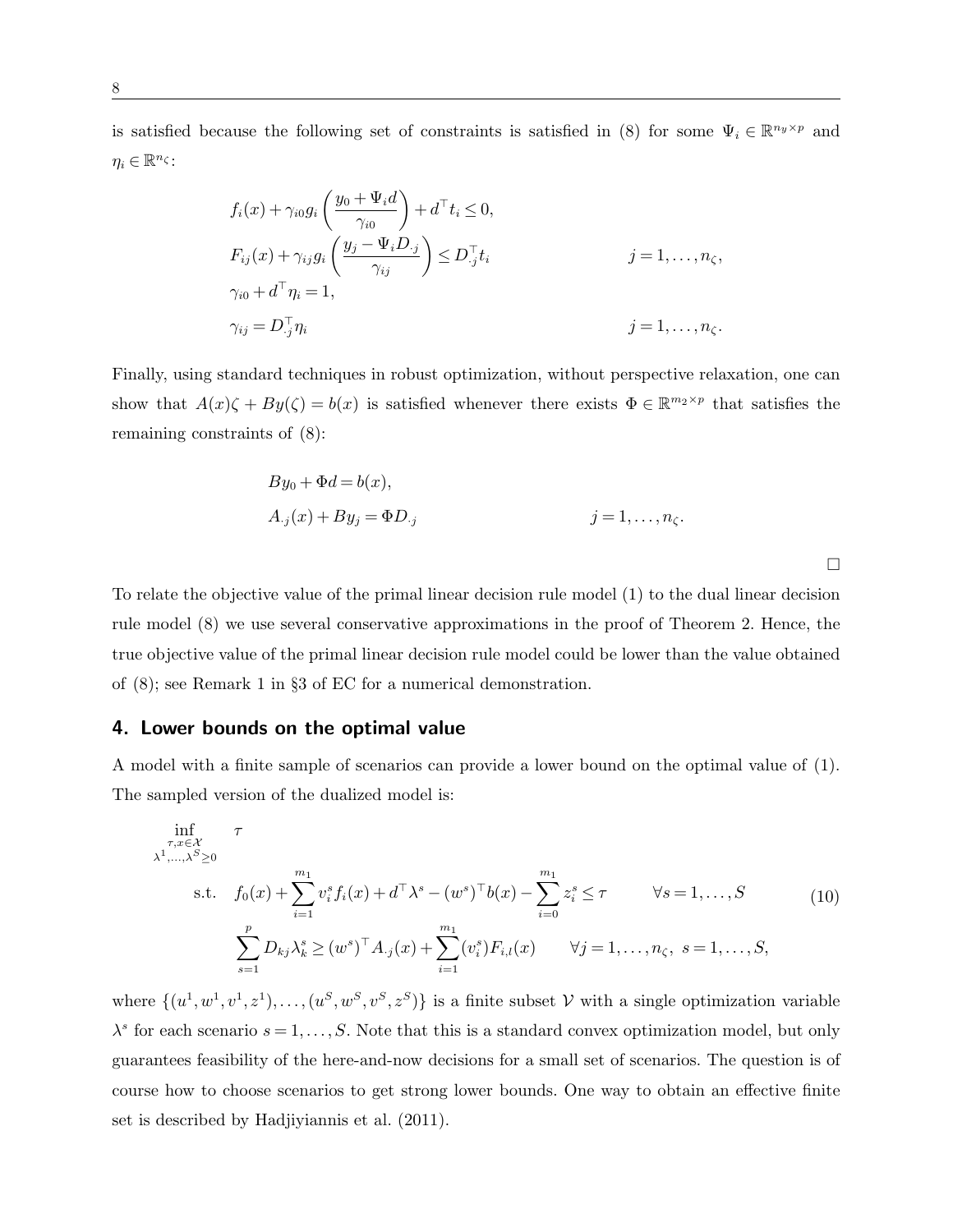is satisfied because the following set of constraints is satisfied in (8) for some $\Psi_i \in \mathbb{R}^{n_y \times p}$ and $\eta_i \in \mathbb{R}^{n_\zeta}$:

$$
\begin{aligned}
& f_i(x) + \gamma_{i0} g_i\left(\frac{y_0 + \Psi_i d}{\gamma_{i0}}\right) + d^\top t_i \leq 0, \\
& F_{ij}(x) + \gamma_{ij} g_i\left(\frac{y_j - \Psi_i D_{\cdot j}}{\gamma_{ij}}\right) \leq D_{\cdot j}^\top t_i && j = 1, \ldots, n_\zeta, \\
& \gamma_{i0} + d^\top \eta_i = 1, \\
& \gamma_{ij} = D_{\cdot j}^\top \eta_i && j = 1, \ldots, n_\zeta.
\end{aligned}
$$

Finally, using standard techniques in robust optimization, without perspective relaxation, one can show that $A(x)\zeta + By(\zeta) = b(x)$ is satisfied whenever there exists $\Phi \in \mathbb{R}^{m_2 \times p}$ that satisfies the remaining constraints of (8):

$$
\begin{aligned}
& By_0 + \Phi d = b(x), \\
& A_{\cdot j}(x) + By_j = \Phi D_{\cdot j} && j = 1, \ldots, n_\zeta.
\end{aligned}
$$

□

To relate the objective value of the primal linear decision rule model (1) to the dual linear decision rule model (8) we use several conservative approximations in the proof of Theorem 2. Hence, the true objective value of the primal linear decision rule model could be lower than the value obtained of (8); see Remark 1 in §3 of EC for a numerical demonstration.

## 4. Lower bounds on the optimal value

A model with a finite sample of scenarios can provide a lower bound on the optimal value of (1). The sampled version of the dualized model is:

$$
\begin{aligned}
\inf_{\substack{\tau, x \in \mathcal{X} \\ \lambda^1, \ldots, \lambda^S \geq 0}} \quad & \tau \\
\text{s.t.} \quad & f_0(x) + \sum_{i=1}^{m_1} v_i^s f_i(x) + d^\top \lambda^s - (w^s)^\top b(x) - \sum_{i=0}^{m_1} z_i^s \leq \tau && \forall s = 1, \ldots, S \\
& \sum_{s=1}^{p} D_{kj} \lambda_k^s \geq (w^s)^\top A_{\cdot j}(x) + \sum_{i=1}^{m_1} (v_i^s) F_{i,l}(x) && \forall j = 1, \ldots, n_\zeta,\ s = 1, \ldots, S,
\end{aligned}
\tag{10}
$$

where $\{(u^1, w^1, v^1, z^1), \ldots, (u^S, w^S, v^S, z^S)\}$ is a finite subset $\mathcal{V}$ with a single optimization variable $\lambda^s$ for each scenario $s = 1, \ldots, S$. Note that this is a standard convex optimization model, but only guarantees feasibility of the here-and-now decisions for a small set of scenarios. The question is of course how to choose scenarios to get strong lower bounds. One way to obtain an effective finite set is described by Hadjiyiannis et al. (2011).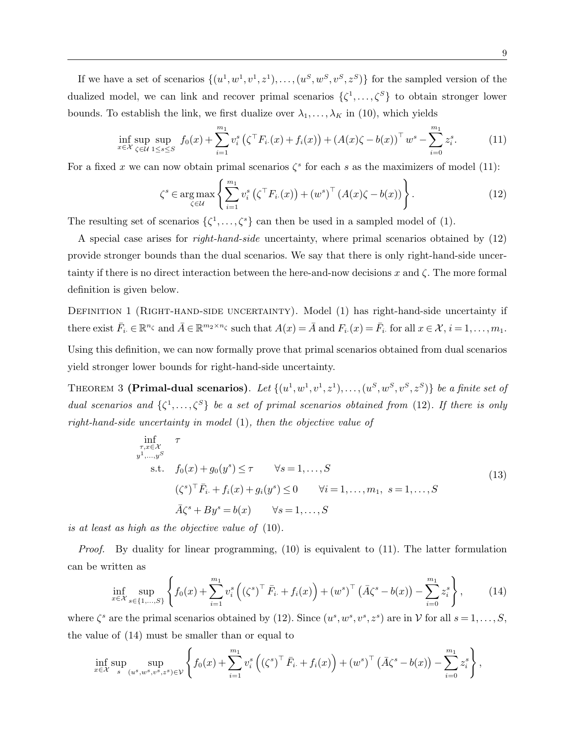If we have a set of scenarios $\{(u^1, w^1, v^1, z^1), \ldots, (u^S, w^S, v^S, z^S)\}$ for the sampled version of the dualized model, we can link and recover primal scenarios $\{\zeta^1, \ldots, \zeta^S\}$ to obtain stronger lower bounds. To establish the link, we first dualize over $\lambda_1, \ldots, \lambda_K$ in (10), which yields

$$\inf_{x\in\mathcal{X}} \sup_{\zeta\in\mathcal{U}} \sup_{1\leq s\leq S} f_0(x) + \sum_{i=1}^{m_1} v_i^s \left(\zeta^\top F_{i\cdot}(x) + f_i(x)\right) + \left(A(x)\zeta - b(x)\right)^\top w^s - \sum_{i=0}^{m_1} z_i^s. \tag{11}$$

For a fixed $x$ we can now obtain primal scenarios $\zeta^s$ for each $s$ as the maximizers of model (11):

$$\zeta^s \in \arg\max_{\zeta\in\mathcal{U}} \left\{ \sum_{i=1}^{m_1} v_i^s \left(\zeta^\top F_{i\cdot}(x)\right) + (w^s)^\top \left(A(x)\zeta - b(x)\right) \right\}. \tag{12}$$

The resulting set of scenarios $\{\zeta^1, \ldots, \zeta^s\}$ can then be used in a sampled model of (1).

A special case arises for *right-hand-side* uncertainty, where primal scenarios obtained by (12) provide stronger bounds than the dual scenarios. We say that there is only right-hand-side uncertainty if there is no direct interaction between the here-and-now decisions $x$ and $\zeta$. The more formal definition is given below.

Definition 1 (Right-hand-side uncertainty). Model (1) has right-hand-side uncertainty if there exist $\bar{F}_{i\cdot} \in \mathbb{R}^{n_\zeta}$ and $\bar{A} \in \mathbb{R}^{m_2\times n_\zeta}$ such that $A(x) = \bar{A}$ and $F_{i\cdot}(x) = \bar{F}_{i\cdot}$ for all $x \in \mathcal{X}$, $i = 1, \ldots, m_1$.

Using this definition, we can now formally prove that primal scenarios obtained from dual scenarios yield stronger lower bounds for right-hand-side uncertainty.

Theorem 3 **(Primal-dual scenarios)**. *Let $\{(u^1, w^1, v^1, z^1), \ldots, (u^S, w^S, v^S, z^S)\}$ be a finite set of dual scenarios and $\{\zeta^1, \ldots, \zeta^S\}$ be a set of primal scenarios obtained from* (12)*. If there is only right-hand-side uncertainty in model* (1)*, then the objective value of*

$$\begin{aligned}
\inf_{\substack{\tau, x\in\mathcal{X}\\ y^1,\ldots,y^S}} \quad & \tau \\
\text{s.t.} \quad & f_0(x) + g_0(y^s) \leq \tau \qquad \forall s = 1, \ldots, S \\
& (\zeta^s)^\top \bar{F}_{i\cdot} + f_i(x) + g_i(y^s) \leq 0 \qquad \forall i = 1, \ldots, m_1,\ s = 1, \ldots, S \\
& \bar{A}\zeta^s + By^s = b(x) \qquad \forall s = 1, \ldots, S
\end{aligned} \tag{13}$$

*is at least as high as the objective value of* (10).

*Proof.* By duality for linear programming, (10) is equivalent to (11). The latter formulation can be written as

$$\inf_{x\in\mathcal{X}} \sup_{s\in\{1,\ldots,S\}} \left\{ f_0(x) + \sum_{i=1}^{m_1} v_i^s \left( (\zeta^s)^\top \bar{F}_{i\cdot} + f_i(x) \right) + (w^s)^\top \left( \bar{A}\zeta^s - b(x) \right) - \sum_{i=0}^{m_1} z_i^s \right\}, \tag{14}$$

where $\zeta^s$ are the primal scenarios obtained by (12). Since $(u^s, w^s, v^s, z^s)$ are in $\mathcal{V}$ for all $s = 1, \ldots, S$, the value of (14) must be smaller than or equal to

$$\inf_{x\in\mathcal{X}} \sup_{s} \sup_{(u^s,w^s,v^s,z^s)\in\mathcal{V}} \left\{ f_0(x) + \sum_{i=1}^{m_1} v_i^s \left( (\zeta^s)^\top \bar{F}_{i\cdot} + f_i(x) \right) + (w^s)^\top \left( \bar{A}\zeta^s - b(x) \right) - \sum_{i=0}^{m_1} z_i^s \right\},$$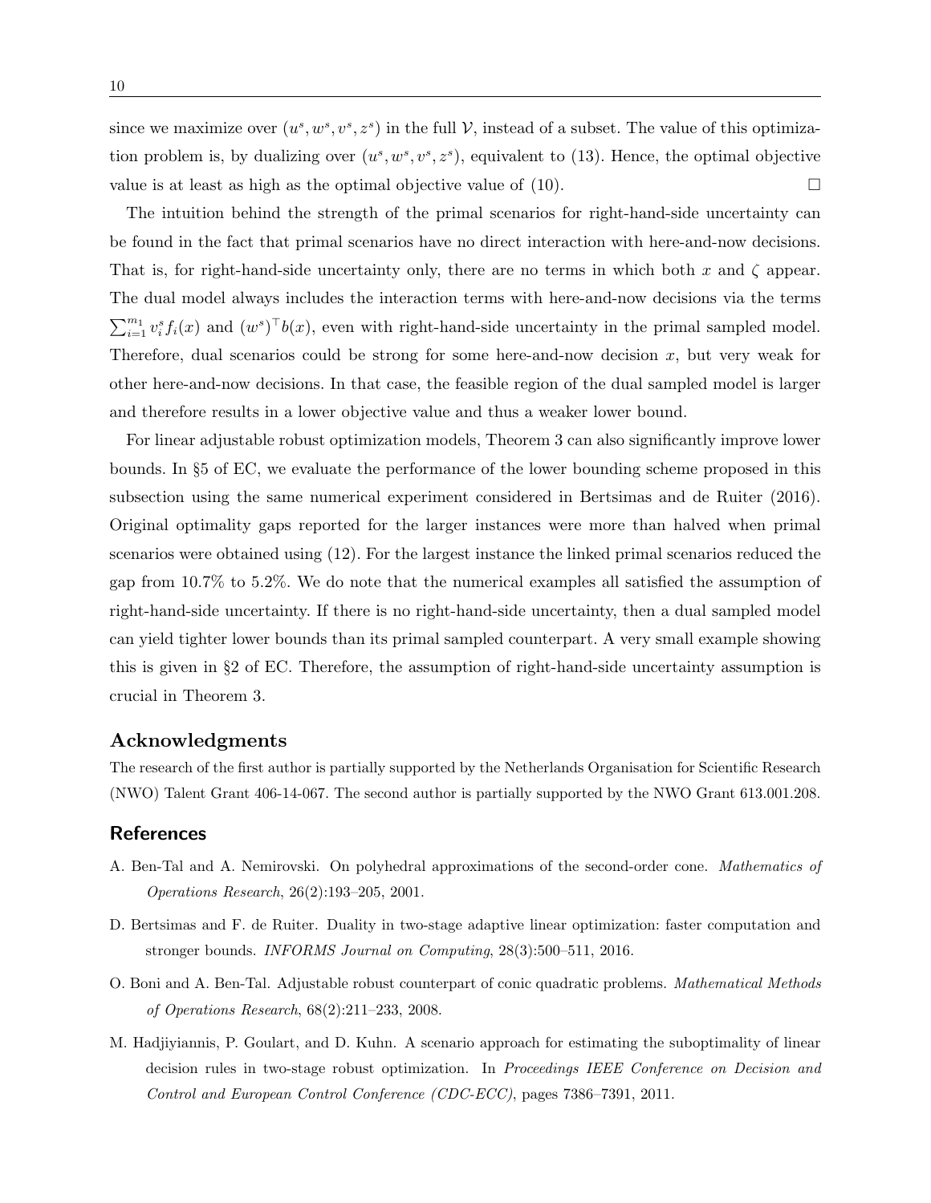since we maximize over $(u^s, w^s, v^s, z^s)$ in the full $\mathcal{V}$, instead of a subset. The value of this optimization problem is, by dualizing over $(u^s, w^s, v^s, z^s)$, equivalent to (13). Hence, the optimal objective value is at least as high as the optimal objective value of (10). $\square$

The intuition behind the strength of the primal scenarios for right-hand-side uncertainty can be found in the fact that primal scenarios have no direct interaction with here-and-now decisions. That is, for right-hand-side uncertainty only, there are no terms in which both $x$ and $\zeta$ appear. The dual model always includes the interaction terms with here-and-now decisions via the terms $\sum_{i=1}^{m_1} v_i^s f_i(x)$ and $(w^s)^\top b(x)$, even with right-hand-side uncertainty in the primal sampled model. Therefore, dual scenarios could be strong for some here-and-now decision $x$, but very weak for other here-and-now decisions. In that case, the feasible region of the dual sampled model is larger and therefore results in a lower objective value and thus a weaker lower bound.

For linear adjustable robust optimization models, Theorem 3 can also significantly improve lower bounds. In §5 of EC, we evaluate the performance of the lower bounding scheme proposed in this subsection using the same numerical experiment considered in Bertsimas and de Ruiter (2016). Original optimality gaps reported for the larger instances were more than halved when primal scenarios were obtained using (12). For the largest instance the linked primal scenarios reduced the gap from 10.7% to 5.2%. We do note that the numerical examples all satisfied the assumption of right-hand-side uncertainty. If there is no right-hand-side uncertainty, then a dual sampled model can yield tighter lower bounds than its primal sampled counterpart. A very small example showing this is given in §2 of EC. Therefore, the assumption of right-hand-side uncertainty assumption is crucial in Theorem 3.

## Acknowledgments

The research of the first author is partially supported by the Netherlands Organisation for Scientific Research (NWO) Talent Grant 406-14-067. The second author is partially supported by the NWO Grant 613.001.208.

## References

A. Ben-Tal and A. Nemirovski. On polyhedral approximations of the second-order cone. *Mathematics of Operations Research*, 26(2):193–205, 2001.

D. Bertsimas and F. de Ruiter. Duality in two-stage adaptive linear optimization: faster computation and stronger bounds. *INFORMS Journal on Computing*, 28(3):500–511, 2016.

O. Boni and A. Ben-Tal. Adjustable robust counterpart of conic quadratic problems. *Mathematical Methods of Operations Research*, 68(2):211–233, 2008.

M. Hadjiyiannis, P. Goulart, and D. Kuhn. A scenario approach for estimating the suboptimality of linear decision rules in two-stage robust optimization. In *Proceedings IEEE Conference on Decision and Control and European Control Conference (CDC-ECC)*, pages 7386–7391, 2011.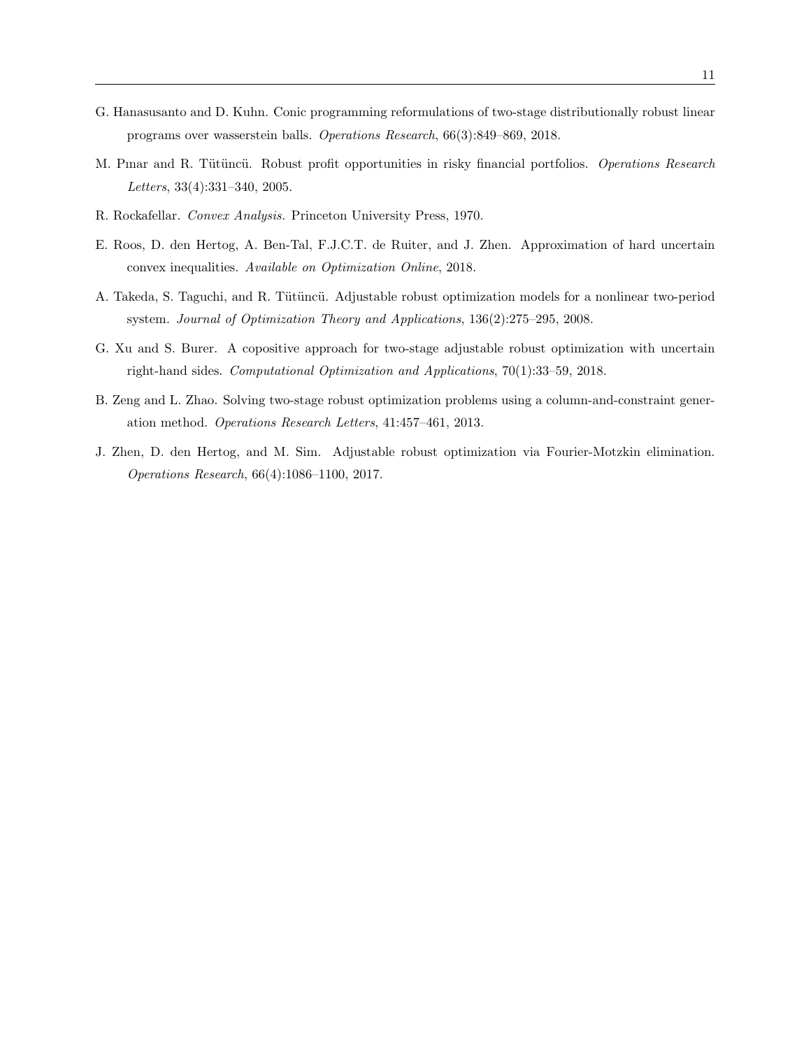G. Hanasusanto and D. Kuhn. Conic programming reformulations of two-stage distributionally robust linear programs over wasserstein balls. *Operations Research*, 66(3):849–869, 2018.

M. Pınar and R. Tütüncü. Robust profit opportunities in risky financial portfolios. *Operations Research Letters*, 33(4):331–340, 2005.

R. Rockafellar. *Convex Analysis.* Princeton University Press, 1970.

E. Roos, D. den Hertog, A. Ben-Tal, F.J.C.T. de Ruiter, and J. Zhen. Approximation of hard uncertain convex inequalities. *Available on Optimization Online*, 2018.

A. Takeda, S. Taguchi, and R. Tütüncü. Adjustable robust optimization models for a nonlinear two-period system. *Journal of Optimization Theory and Applications*, 136(2):275–295, 2008.

G. Xu and S. Burer. A copositive approach for two-stage adjustable robust optimization with uncertain right-hand sides. *Computational Optimization and Applications*, 70(1):33–59, 2018.

B. Zeng and L. Zhao. Solving two-stage robust optimization problems using a column-and-constraint generation method. *Operations Research Letters*, 41:457–461, 2013.

J. Zhen, D. den Hertog, and M. Sim. Adjustable robust optimization via Fourier-Motzkin elimination. *Operations Research*, 66(4):1086–1100, 2017.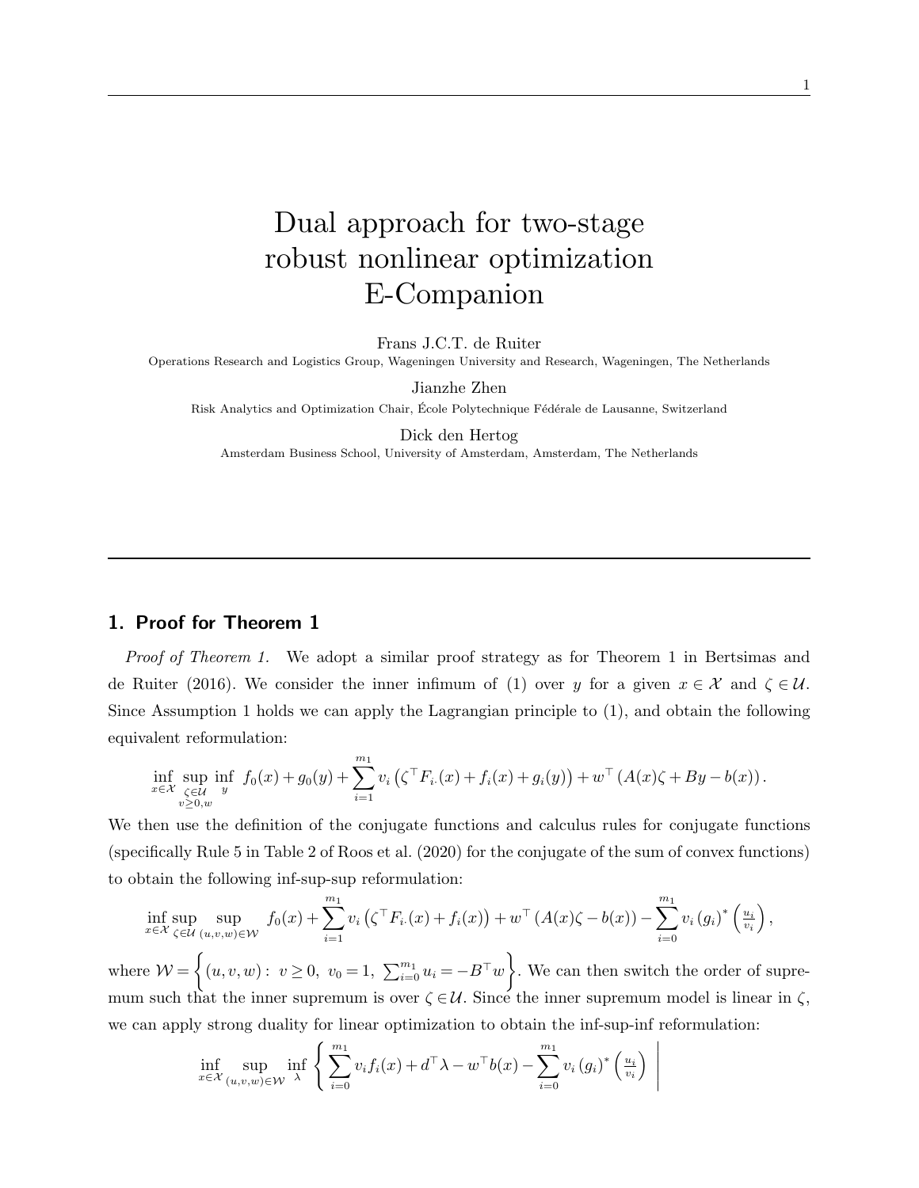# Dual approach for two-stage robust nonlinear optimization E-Companion

Frans J.C.T. de Ruiter

Operations Research and Logistics Group, Wageningen University and Research, Wageningen, The Netherlands

Jianzhe Zhen

Risk Analytics and Optimization Chair, École Polytechnique Fédérale de Lausanne, Switzerland

Dick den Hertog

Amsterdam Business School, University of Amsterdam, Amsterdam, The Netherlands

## 1. Proof for Theorem 1

*Proof of Theorem 1.* We adopt a similar proof strategy as for Theorem 1 in Bertsimas and de Ruiter (2016). We consider the inner infimum of (1) over $y$ for a given $x \in \mathcal{X}$ and $\zeta \in \mathcal{U}$. Since Assumption 1 holds we can apply the Lagrangian principle to (1), and obtain the following equivalent reformulation:

$$\inf_{x\in\mathcal{X}} \sup_{\substack{\zeta\in\mathcal{U} \\ v\geq 0, w}} \inf_{y} \; f_0(x) + g_0(y) + \sum_{i=1}^{m_1} v_i \left(\zeta^\top F_{i\cdot}(x) + f_i(x) + g_i(y)\right) + w^\top \left(A(x)\zeta + By - b(x)\right).$$

We then use the definition of the conjugate functions and calculus rules for conjugate functions (specifically Rule 5 in Table 2 of Roos et al. (2020) for the conjugate of the sum of convex functions) to obtain the following inf-sup-sup reformulation:

$$\inf_{x\in\mathcal{X}} \sup_{\zeta\in\mathcal{U}} \sup_{(u,v,w)\in\mathcal{W}} \; f_0(x) + \sum_{i=1}^{m_1} v_i \left(\zeta^\top F_{i\cdot}(x) + f_i(x)\right) + w^\top \left(A(x)\zeta - b(x)\right) - \sum_{i=0}^{m_1} v_i \left(g_i\right)^* \left(\tfrac{u_i}{v_i}\right),$$

where $\mathcal{W} = \left\{(u,v,w) :\; v \geq 0,\; v_0 = 1,\; \sum_{i=0}^{m_1} u_i = -B^\top w\right\}$. We can then switch the order of supremum such that the inner supremum is over $\zeta \in \mathcal{U}$. Since the inner supremum model is linear in $\zeta$, we can apply strong duality for linear optimization to obtain the inf-sup-inf reformulation:

$$\inf_{x\in\mathcal{X}} \sup_{(u,v,w)\in\mathcal{W}} \inf_{\lambda} \left\{ \sum_{i=0}^{m_1} v_i f_i(x) + d^\top \lambda - w^\top b(x) - \sum_{i=0}^{m_1} v_i \left(g_i\right)^* \left(\tfrac{u_i}{v_i}\right) \;\middle|\; \right.$$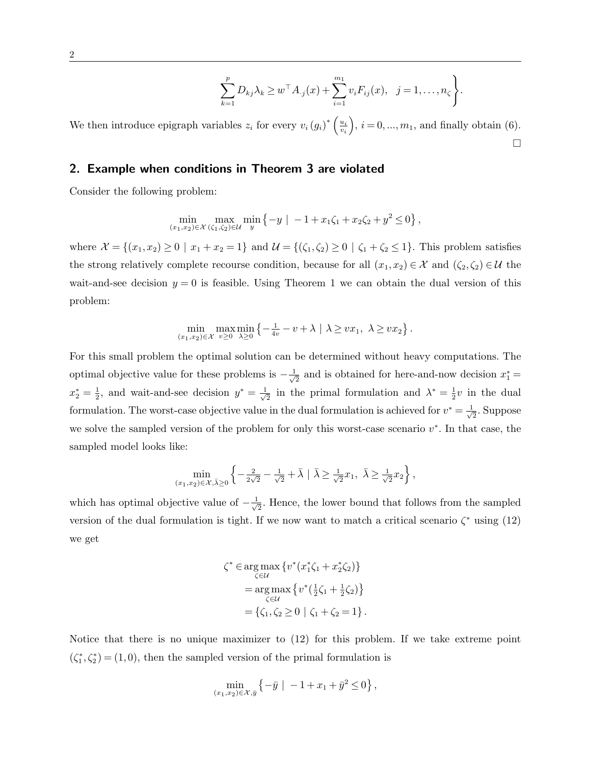$$\left.\sum_{k=1}^{p} D_{kj}\lambda_k \geq w^\top A_{\cdot j}(x) + \sum_{i=1}^{m_1} v_i F_{ij}(x), \quad j=1,\ldots,n_\zeta \right\}.$$

We then introduce epigraph variables $z_i$ for every $v_i\,(g_i)^*\left(\frac{u_i}{v_i}\right)$, $i=0,...,m_1$, and finally obtain (6). □

## 2. Example when conditions in Theorem 3 are violated

Consider the following problem:

$$\min_{(x_1,x_2)\in\mathcal{X}} \max_{(\zeta_1,\zeta_2)\in\mathcal{U}} \min_{y} \left\{-y \mid -1 + x_1\zeta_1 + x_2\zeta_2 + y^2 \leq 0\right\},$$

where $\mathcal{X} = \{(x_1,x_2) \geq 0 \mid x_1 + x_2 = 1\}$ and $\mathcal{U} = \{(\zeta_1,\zeta_2) \geq 0 \mid \zeta_1 + \zeta_2 \leq 1\}$. This problem satisfies the strong relatively complete recourse condition, because for all $(x_1,x_2)\in\mathcal{X}$ and $(\zeta_2,\zeta_2)\in\mathcal{U}$ the wait-and-see decision $y=0$ is feasible. Using Theorem 1 we can obtain the dual version of this problem:

$$\min_{(x_1,x_2)\in\mathcal{X}} \max_{v\geq 0} \min_{\lambda\geq 0} \left\{-\tfrac{1}{4v} - v + \lambda \mid \lambda \geq vx_1,\ \lambda \geq vx_2\right\}.$$

For this small problem the optimal solution can be determined without heavy computations. The optimal objective value for these problems is $-\frac{1}{\sqrt{2}}$ and is obtained for here-and-now decision $x_1^* = x_2^* = \frac{1}{2}$, and wait-and-see decision $y^* = \frac{1}{\sqrt{2}}$ in the primal formulation and $\lambda^* = \frac{1}{2}v$ in the dual formulation. The worst-case objective value in the dual formulation is achieved for $v^* = \frac{1}{\sqrt{2}}$. Suppose we solve the sampled version of the problem for only this worst-case scenario $v^*$. In that case, the sampled model looks like:

$$\min_{(x_1,x_2)\in\mathcal{X},\bar{\lambda}\geq 0} \left\{-\tfrac{2}{2\sqrt{2}} - \tfrac{1}{\sqrt{2}} + \bar{\lambda} \mid \bar{\lambda} \geq \tfrac{1}{\sqrt{2}}x_1,\ \bar{\lambda} \geq \tfrac{1}{\sqrt{2}}x_2\right\},$$

which has optimal objective value of $-\frac{1}{\sqrt{2}}$. Hence, the lower bound that follows from the sampled version of the dual formulation is tight. If we now want to match a critical scenario $\zeta^*$ using (12) we get

$$\begin{aligned}
\zeta^* &\in \arg\max_{\zeta\in\mathcal{U}} \{v^*(x_1^*\zeta_1 + x_2^*\zeta_2)\} \\
&= \arg\max_{\zeta\in\mathcal{U}} \left\{v^*(\tfrac{1}{2}\zeta_1 + \tfrac{1}{2}\zeta_2)\right\} \\
&= \{\zeta_1,\zeta_2 \geq 0 \mid \zeta_1 + \zeta_2 = 1\}.
\end{aligned}$$

Notice that there is no unique maximizer to (12) for this problem. If we take extreme point $(\zeta_1^*,\zeta_2^*) = (1,0)$, then the sampled version of the primal formulation is

$$\min_{(x_1,x_2)\in\mathcal{X},\bar{y}} \left\{-\bar{y} \mid -1 + x_1 + \bar{y}^2 \leq 0\right\},$$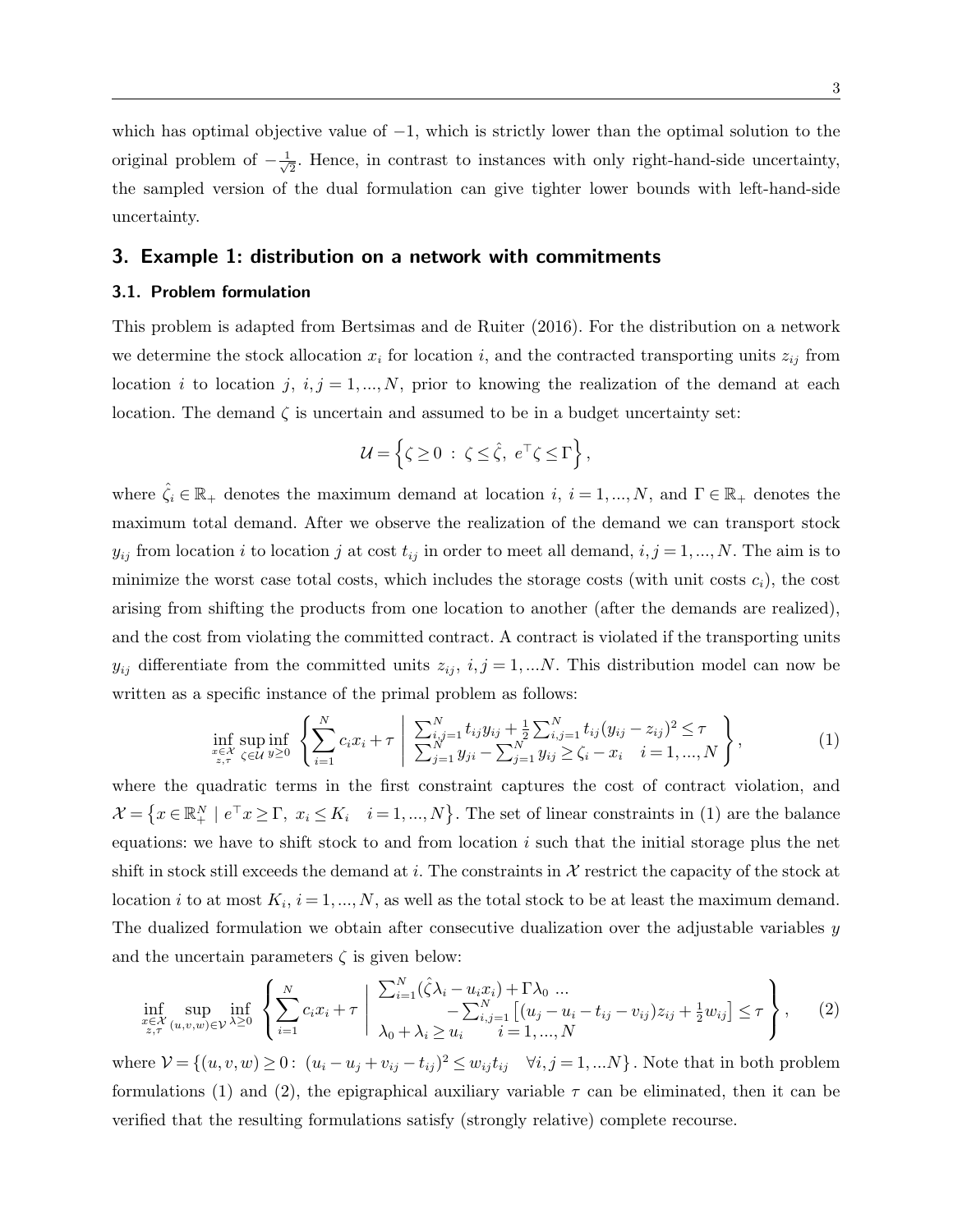which has optimal objective value of $-1$, which is strictly lower than the optimal solution to the original problem of $-\frac{1}{\sqrt{2}}$. Hence, in contrast to instances with only right-hand-side uncertainty, the sampled version of the dual formulation can give tighter lower bounds with left-hand-side uncertainty.

## 3. Example 1: distribution on a network with commitments

### 3.1. Problem formulation

This problem is adapted from Bertsimas and de Ruiter (2016). For the distribution on a network we determine the stock allocation $x_i$ for location $i$, and the contracted transporting units $z_{ij}$ from location $i$ to location $j$, $i,j = 1,...,N$, prior to knowing the realization of the demand at each location. The demand $\zeta$ is uncertain and assumed to be in a budget uncertainty set:

$$\mathcal{U} = \left\{ \zeta \geq 0 \;:\; \zeta \leq \hat{\zeta},\; e^\top \zeta \leq \Gamma \right\},$$

where $\hat{\zeta}_i \in \mathbb{R}_+$ denotes the maximum demand at location $i$, $i = 1,...,N$, and $\Gamma \in \mathbb{R}_+$ denotes the maximum total demand. After we observe the realization of the demand we can transport stock $y_{ij}$ from location $i$ to location $j$ at cost $t_{ij}$ in order to meet all demand, $i,j = 1,...,N$. The aim is to minimize the worst case total costs, which includes the storage costs (with unit costs $c_i$), the cost arising from shifting the products from one location to another (after the demands are realized), and the cost from violating the committed contract. A contract is violated if the transporting units $y_{ij}$ differentiate from the committed units $z_{ij}$, $i,j = 1,...N$. This distribution model can now be written as a specific instance of the primal problem as follows:

$$\inf_{\substack{x \in \mathcal{X} \\ z,\tau}} \sup_{\zeta \in \mathcal{U}} \inf_{y \geq 0} \left\{ \sum_{i=1}^N c_i x_i + \tau \;\middle|\; \begin{array}{l} \sum_{i,j=1}^N t_{ij} y_{ij} + \frac{1}{2} \sum_{i,j=1}^N t_{ij} (y_{ij} - z_{ij})^2 \leq \tau \\ \sum_{j=1}^N y_{ji} - \sum_{j=1}^N y_{ij} \geq \zeta_i - x_i \quad i = 1,...,N \end{array} \right\}, \tag{1}$$

where the quadratic terms in the first constraint captures the cost of contract violation, and $\mathcal{X} = \left\{ x \in \mathbb{R}_+^N \mid e^\top x \geq \Gamma,\; x_i \leq K_i \quad i = 1,...,N \right\}$. The set of linear constraints in (1) are the balance equations: we have to shift stock to and from location $i$ such that the initial storage plus the net shift in stock still exceeds the demand at $i$. The constraints in $\mathcal{X}$ restrict the capacity of the stock at location $i$ to at most $K_i$, $i = 1,...,N$, as well as the total stock to be at least the maximum demand. The dualized formulation we obtain after consecutive dualization over the adjustable variables $y$ and the uncertain parameters $\zeta$ is given below:

$$\inf_{\substack{x \in \mathcal{X} \\ z,\tau}} \sup_{(u,v,w) \in \mathcal{V}} \inf_{\lambda \geq 0} \left\{ \sum_{i=1}^N c_i x_i + \tau \;\middle|\; \begin{array}{l} \sum_{i=1}^N (\hat{\zeta} \lambda_i - u_i x_i) + \Gamma \lambda_0 \;... \\ \qquad - \sum_{i,j=1}^N \left[ (u_j - u_i - t_{ij} - v_{ij}) z_{ij} + \frac{1}{2} w_{ij} \right] \leq \tau \\ \lambda_0 + \lambda_i \geq u_i \qquad i = 1,...,N \end{array} \right\}, \tag{2}$$

where $\mathcal{V} = \{(u,v,w) \geq 0 \colon\; (u_i - u_j + v_{ij} - t_{ij})^2 \leq w_{ij} t_{ij} \quad \forall i,j = 1,...N\}$. Note that in both problem formulations (1) and (2), the epigraphical auxiliary variable $\tau$ can be eliminated, then it can be verified that the resulting formulations satisfy (strongly relative) complete recourse.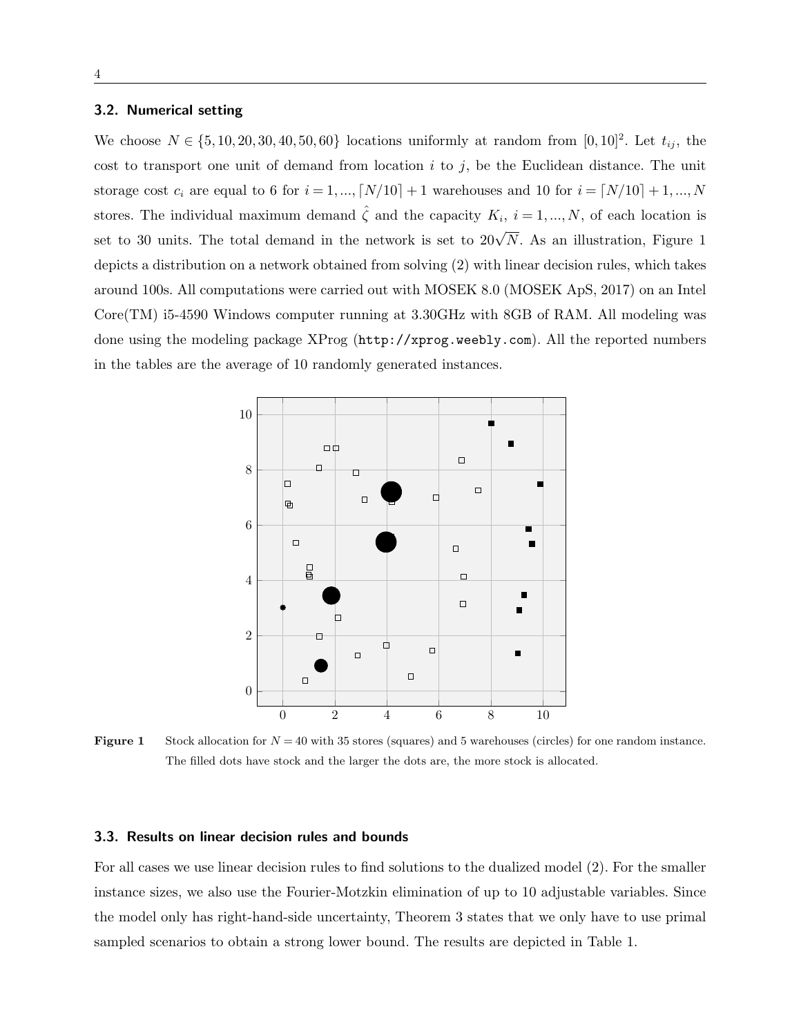### 3.2. Numerical setting

We choose $N \in \{5, 10, 20, 30, 40, 50, 60\}$ locations uniformly at random from $[0, 10]^2$. Let $t_{ij}$, the cost to transport one unit of demand from location $i$ to $j$, be the Euclidean distance. The unit storage cost $c_i$ are equal to 6 for $i = 1, ..., \lceil N/10 \rceil + 1$ warehouses and 10 for $i = \lceil N/10 \rceil + 1, ..., N$ stores. The individual maximum demand $\hat{\zeta}$ and the capacity $K_i$, $i = 1, ..., N$, of each location is set to 30 units. The total demand in the network is set to $20\sqrt{N}$. As an illustration, Figure 1 depicts a distribution on a network obtained from solving (2) with linear decision rules, which takes around 100s. All computations were carried out with MOSEK 8.0 (MOSEK ApS, 2017) on an Intel Core(TM) i5-4590 Windows computer running at 3.30GHz with 8GB of RAM. All modeling was done using the modeling package XProg (http://xprog.weebly.com). All the reported numbers in the tables are the average of 10 randomly generated instances.

**Figure 1** Stock allocation for $N = 40$ with 35 stores (squares) and 5 warehouses (circles) for one random instance. The filled dots have stock and the larger the dots are, the more stock is allocated.

### 3.3. Results on linear decision rules and bounds

For all cases we use linear decision rules to find solutions to the dualized model (2). For the smaller instance sizes, we also use the Fourier-Motzkin elimination of up to 10 adjustable variables. Since the model only has right-hand-side uncertainty, Theorem 3 states that we only have to use primal sampled scenarios to obtain a strong lower bound. The results are depicted in Table 1.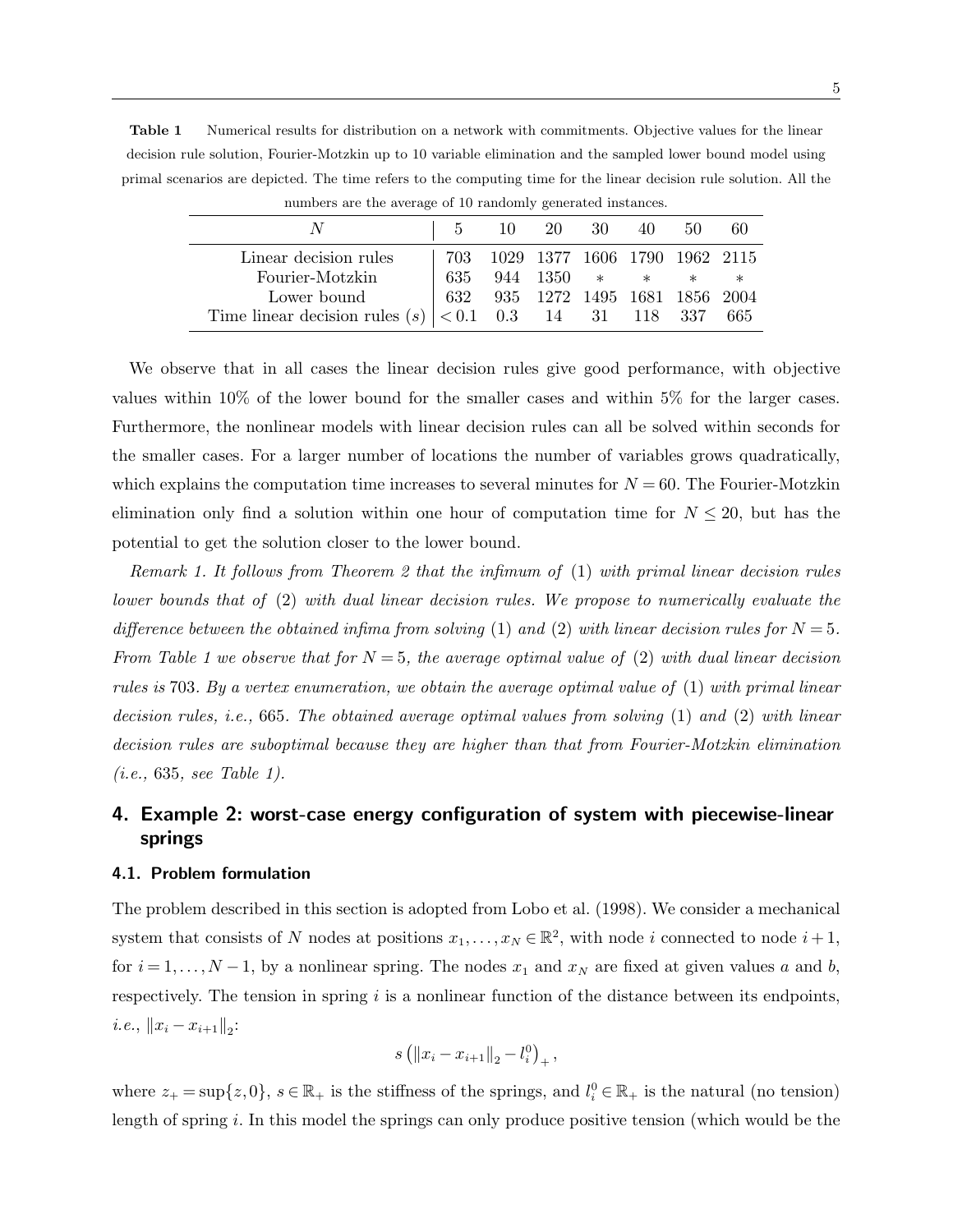**Table 1** Numerical results for distribution on a network with commitments. Objective values for the linear decision rule solution, Fourier-Motzkin up to 10 variable elimination and the sampled lower bound model using primal scenarios are depicted. The time refers to the computing time for the linear decision rule solution. All the numbers are the average of 10 randomly generated instances.

| $N$ | 5 | 10 | 20 | 30 | 40 | 50 | 60 |
|---|---|---|---|---|---|---|---|
| Linear decision rules | 703 | 1029 | 1377 | 1606 | 1790 | 1962 | 2115 |
| Fourier-Motzkin | 635 | 944 | 1350 | * | * | * | * |
| Lower bound | 632 | 935 | 1272 | 1495 | 1681 | 1856 | 2004 |
| Time linear decision rules ($s$) | $< 0.1$ | 0.3 | 14 | 31 | 118 | 337 | 665 |

We observe that in all cases the linear decision rules give good performance, with objective values within 10% of the lower bound for the smaller cases and within 5% for the larger cases. Furthermore, the nonlinear models with linear decision rules can all be solved within seconds for the smaller cases. For a larger number of locations the number of variables grows quadratically, which explains the computation time increases to several minutes for $N = 60$. The Fourier-Motzkin elimination only find a solution within one hour of computation time for $N \leq 20$, but has the potential to get the solution closer to the lower bound.

*Remark 1. It follows from Theorem 2 that the infimum of* (1) *with primal linear decision rules lower bounds that of* (2) *with dual linear decision rules. We propose to numerically evaluate the difference between the obtained infima from solving* (1) *and* (2) *with linear decision rules for* $N = 5$*. From Table 1 we observe that for* $N = 5$*, the average optimal value of* (2) *with dual linear decision rules is* 703*. By a vertex enumeration, we obtain the average optimal value of* (1) *with primal linear decision rules, i.e.,* 665*. The obtained average optimal values from solving* (1) *and* (2) *with linear decision rules are suboptimal because they are higher than that from Fourier-Motzkin elimination (i.e.,* 635*, see Table 1).*

## 4. Example 2: worst-case energy configuration of system with piecewise-linear springs

### 4.1. Problem formulation

The problem described in this section is adopted from Lobo et al. (1998). We consider a mechanical system that consists of $N$ nodes at positions $x_1, \ldots, x_N \in \mathbb{R}^2$, with node $i$ connected to node $i+1$, for $i = 1, \ldots, N-1$, by a nonlinear spring. The nodes $x_1$ and $x_N$ are fixed at given values $a$ and $b$, respectively. The tension in spring $i$ is a nonlinear function of the distance between its endpoints, *i.e.*, $\|x_i - x_{i+1}\|_2$:

$$s\left(\|x_i - x_{i+1}\|_2 - l_i^0\right)_+,$$

where $z_+ = \sup\{z, 0\}$, $s \in \mathbb{R}_+$ is the stiffness of the springs, and $l_i^0 \in \mathbb{R}_+$ is the natural (no tension) length of spring $i$. In this model the springs can only produce positive tension (which would be the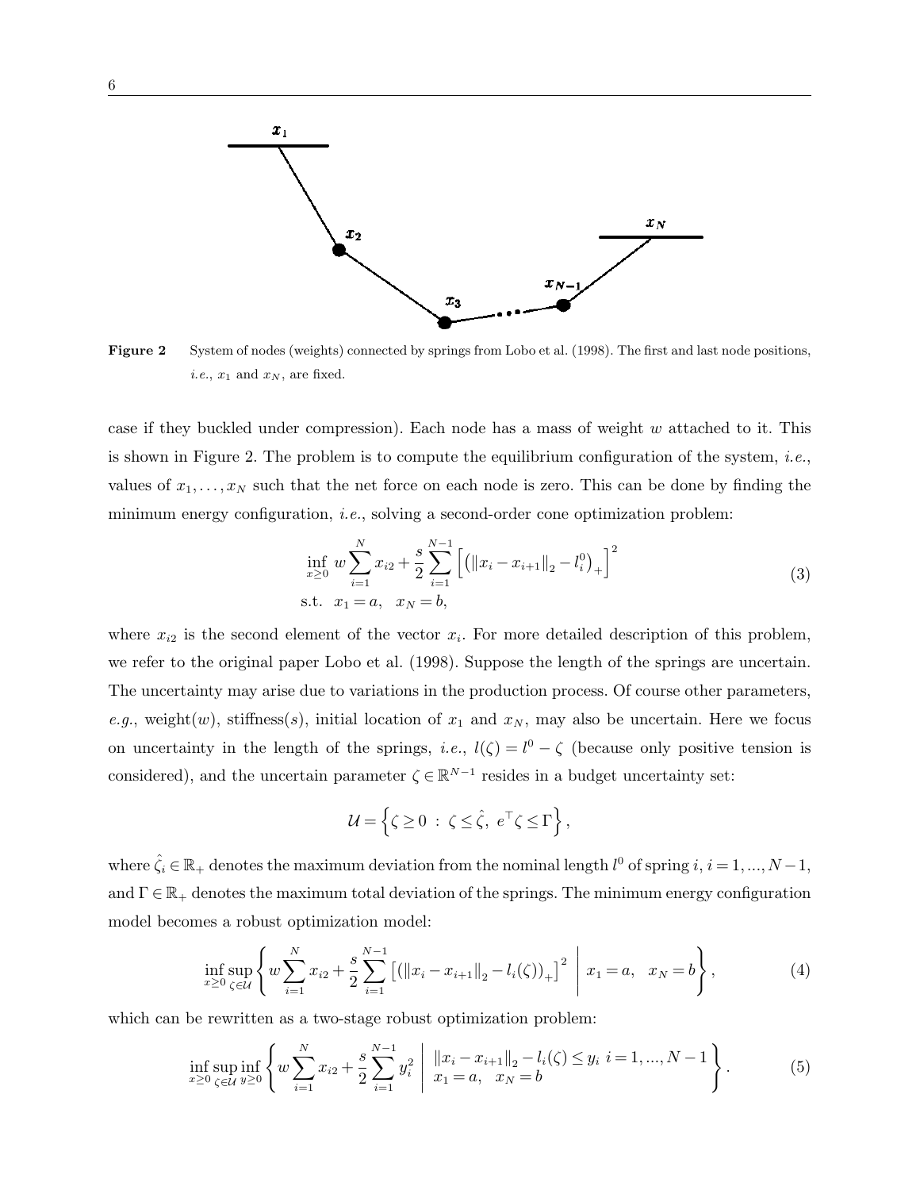**Figure 2** System of nodes (weights) connected by springs from Lobo et al. (1998). The first and last node positions, *i.e.*, $x_1$ and $x_N$, are fixed.

case if they buckled under compression). Each node has a mass of weight $w$ attached to it. This is shown in Figure 2. The problem is to compute the equilibrium configuration of the system, *i.e.*, values of $x_1, \ldots, x_N$ such that the net force on each node is zero. This can be done by finding the minimum energy configuration, *i.e.*, solving a second-order cone optimization problem:

$$\begin{aligned} \inf_{x \geq 0} \; & w \sum_{i=1}^{N} x_{i2} + \frac{s}{2} \sum_{i=1}^{N-1} \left[ \left( \|x_i - x_{i+1}\|_2 - l_i^0 \right)_+ \right]^2 \\ \text{s.t.} \;\; & x_1 = a, \quad x_N = b, \end{aligned} \tag{3}$$

where $x_{i2}$ is the second element of the vector $x_i$. For more detailed description of this problem, we refer to the original paper Lobo et al. (1998). Suppose the length of the springs are uncertain. The uncertainty may arise due to variations in the production process. Of course other parameters, *e.g.*, weight($w$), stiffness($s$), initial location of $x_1$ and $x_N$, may also be uncertain. Here we focus on uncertainty in the length of the springs, *i.e.*, $l(\zeta) = l^0 - \zeta$ (because only positive tension is considered), and the uncertain parameter $\zeta \in \mathbb{R}^{N-1}$ resides in a budget uncertainty set:

$$\mathcal{U} = \left\{ \zeta \geq 0 \; : \; \zeta \leq \hat{\zeta}, \; e^\top \zeta \leq \Gamma \right\},$$

where $\hat{\zeta}_i \in \mathbb{R}_+$ denotes the maximum deviation from the nominal length $l^0$ of spring $i$, $i = 1, \ldots, N-1$, and $\Gamma \in \mathbb{R}_+$ denotes the maximum total deviation of the springs. The minimum energy configuration model becomes a robust optimization model:

$$\inf_{x \geq 0} \sup_{\zeta \in \mathcal{U}} \left\{ w \sum_{i=1}^{N} x_{i2} + \frac{s}{2} \sum_{i=1}^{N-1} \left[ \left( \|x_i - x_{i+1}\|_2 - l_i(\zeta) \right)_+ \right]^2 \;\middle|\; x_1 = a, \quad x_N = b \right\}, \tag{4}$$

which can be rewritten as a two-stage robust optimization problem:

$$\inf_{x \geq 0} \sup_{\zeta \in \mathcal{U}} \inf_{y \geq 0} \left\{ w \sum_{i=1}^{N} x_{i2} + \frac{s}{2} \sum_{i=1}^{N-1} y_i^2 \;\middle|\; \begin{array}{l} \|x_i - x_{i+1}\|_2 - l_i(\zeta) \leq y_i \;\; i = 1, \ldots, N-1 \\ x_1 = a, \quad x_N = b \end{array} \right\}. \tag{5}$$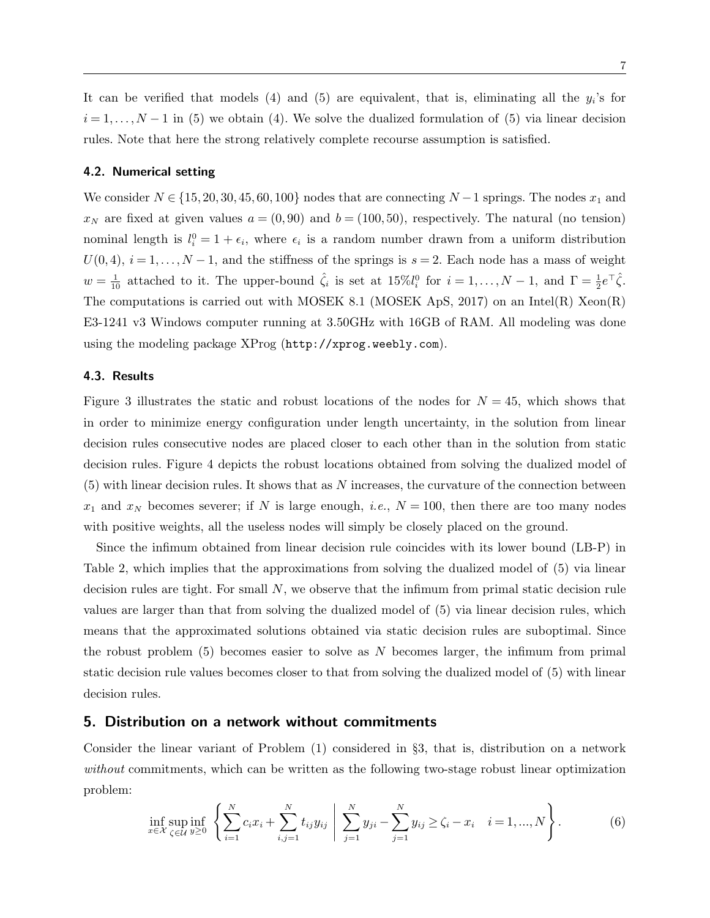It can be verified that models (4) and (5) are equivalent, that is, eliminating all the $y_i$'s for $i = 1, \ldots, N-1$ in (5) we obtain (4). We solve the dualized formulation of (5) via linear decision rules. Note that here the strong relatively complete recourse assumption is satisfied.

### 4.2. Numerical setting

We consider $N \in \{15, 20, 30, 45, 60, 100\}$ nodes that are connecting $N-1$ springs. The nodes $x_1$ and $x_N$ are fixed at given values $a = (0, 90)$ and $b = (100, 50)$, respectively. The natural (no tension) nominal length is $l_i^0 = 1 + \epsilon_i$, where $\epsilon_i$ is a random number drawn from a uniform distribution $U(0, 4)$, $i = 1, \ldots, N-1$, and the stiffness of the springs is $s = 2$. Each node has a mass of weight $w = \frac{1}{10}$ attached to it. The upper-bound $\hat{\zeta}_i$ is set at $15\% l_i^0$ for $i = 1, \ldots, N-1$, and $\Gamma = \frac{1}{2} e^\top \hat{\zeta}$. The computations is carried out with MOSEK 8.1 (MOSEK ApS, 2017) on an Intel(R) Xeon(R) E3-1241 v3 Windows computer running at 3.50GHz with 16GB of RAM. All modeling was done using the modeling package XProg (`http://xprog.weebly.com`).

### 4.3. Results

Figure 3 illustrates the static and robust locations of the nodes for $N = 45$, which shows that in order to minimize energy configuration under length uncertainty, in the solution from linear decision rules consecutive nodes are placed closer to each other than in the solution from static decision rules. Figure 4 depicts the robust locations obtained from solving the dualized model of (5) with linear decision rules. It shows that as $N$ increases, the curvature of the connection between $x_1$ and $x_N$ becomes severer; if $N$ is large enough, *i.e.*, $N = 100$, then there are too many nodes with positive weights, all the useless nodes will simply be closely placed on the ground.

Since the infimum obtained from linear decision rule coincides with its lower bound (LB-P) in Table 2, which implies that the approximations from solving the dualized model of (5) via linear decision rules are tight. For small $N$, we observe that the infimum from primal static decision rule values are larger than that from solving the dualized model of (5) via linear decision rules, which means that the approximated solutions obtained via static decision rules are suboptimal. Since the robust problem (5) becomes easier to solve as $N$ becomes larger, the infimum from primal static decision rule values becomes closer to that from solving the dualized model of (5) with linear decision rules.

## 5. Distribution on a network without commitments

Consider the linear variant of Problem (1) considered in §3, that is, distribution on a network *without* commitments, which can be written as the following two-stage robust linear optimization problem:

$$\inf_{x \in \mathcal{X}} \sup_{\zeta \in \mathcal{U}} \inf_{y \geq 0} \left\{ \sum_{i=1}^{N} c_i x_i + \sum_{i,j=1}^{N} t_{ij} y_{ij} \;\middle|\; \sum_{j=1}^{N} y_{ji} - \sum_{j=1}^{N} y_{ij} \geq \zeta_i - x_i \quad i = 1, \ldots, N \right\}. \tag{6}$$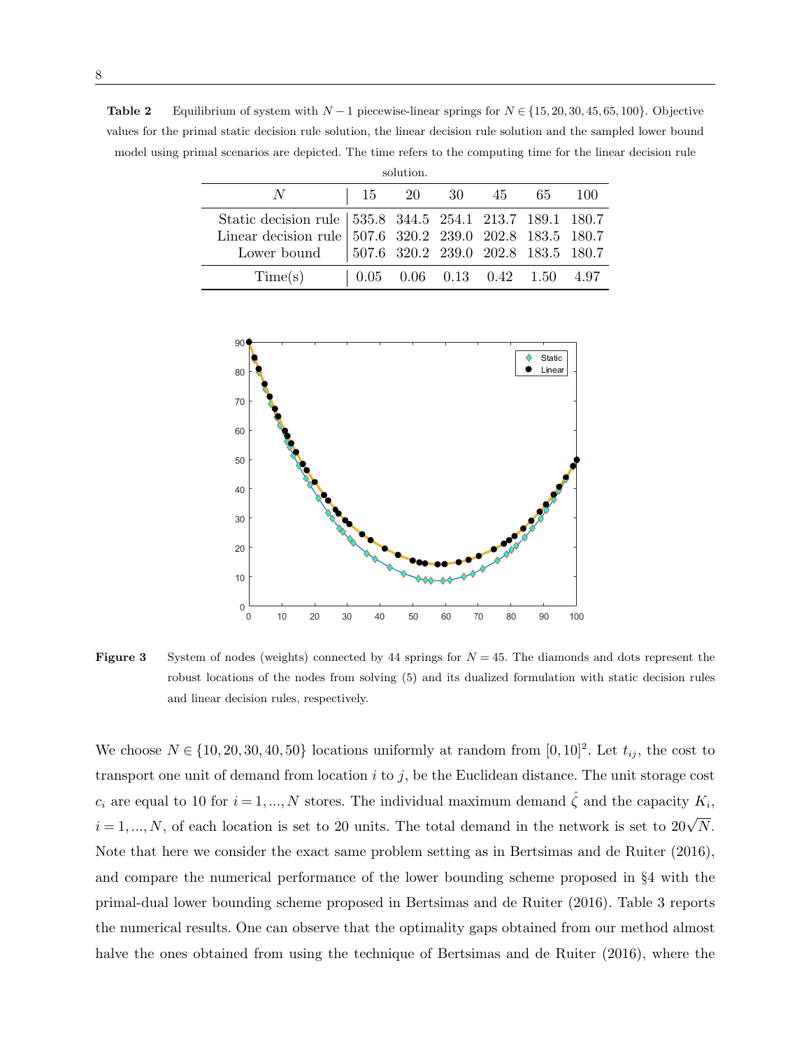**Table 2** Equilibrium of system with $N-1$ piecewise-linear springs for $N \in \{15, 20, 30, 45, 65, 100\}$. Objective values for the primal static decision rule solution, the linear decision rule solution and the sampled lower bound model using primal scenarios are depicted. The time refers to the computing time for the linear decision rule solution.

| $N$ | 15 | 20 | 30 | 45 | 65 | 100 |
|---|---|---|---|---|---|---|
| Static decision rule | 535.8 | 344.5 | 254.1 | 213.7 | 189.1 | 180.7 |
| Linear decision rule | 507.6 | 320.2 | 239.0 | 202.8 | 183.5 | 180.7 |
| Lower bound | 507.6 | 320.2 | 239.0 | 202.8 | 183.5 | 180.7 |
| Time(s) | 0.05 | 0.06 | 0.13 | 0.42 | 1.50 | 4.97 |

**Figure 3** System of nodes (weights) connected by 44 springs for $N = 45$. The diamonds and dots represent the robust locations of the nodes from solving (5) and its dualized formulation with static decision rules and linear decision rules, respectively.

We choose $N \in \{10, 20, 30, 40, 50\}$ locations uniformly at random from $[0, 10]^2$. Let $t_{ij}$, the cost to transport one unit of demand from location $i$ to $j$, be the Euclidean distance. The unit storage cost $c_i$ are equal to 10 for $i = 1, ..., N$ stores. The individual maximum demand $\hat{\zeta}$ and the capacity $K_i$, $i = 1, ..., N$, of each location is set to 20 units. The total demand in the network is set to $20\sqrt{N}$. Note that here we consider the exact same problem setting as in Bertsimas and de Ruiter (2016), and compare the numerical performance of the lower bounding scheme proposed in §4 with the primal-dual lower bounding scheme proposed in Bertsimas and de Ruiter (2016). Table 3 reports the numerical results. One can observe that the optimality gaps obtained from our method almost halve the ones obtained from using the technique of Bertsimas and de Ruiter (2016), where the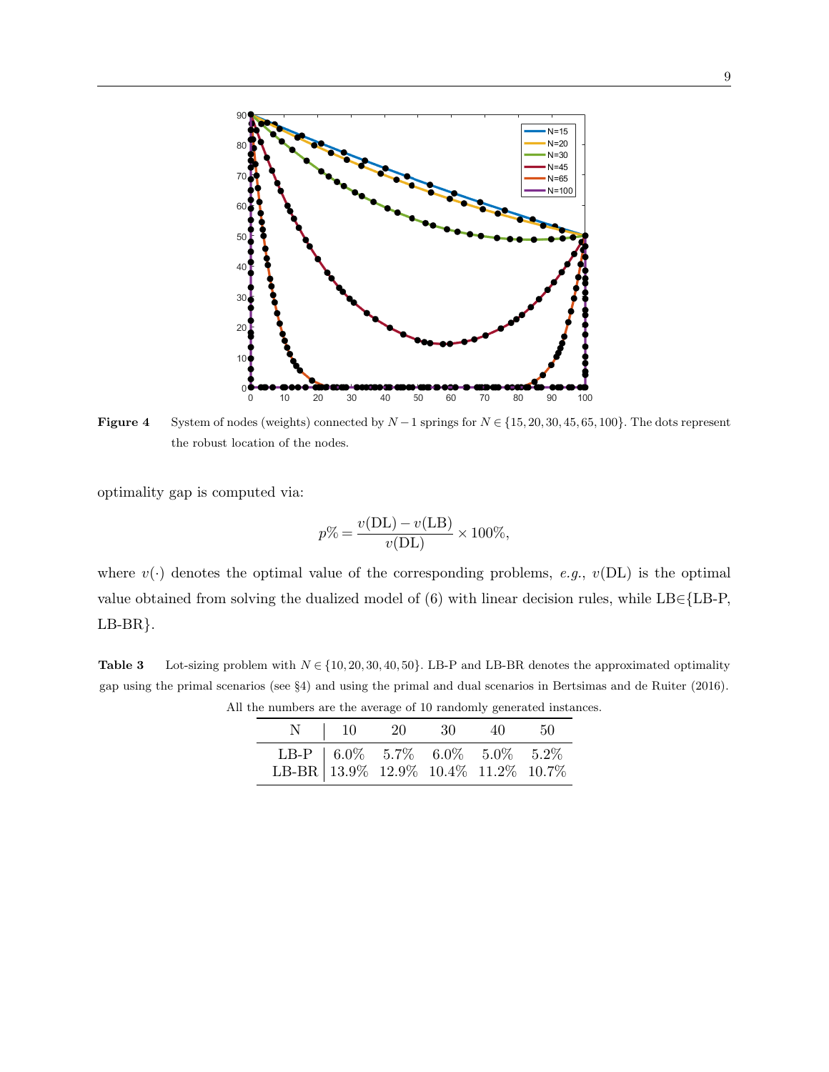**Figure 4** System of nodes (weights) connected by $N-1$ springs for $N \in \{15, 20, 30, 45, 65, 100\}$. The dots represent the robust location of the nodes.

optimality gap is computed via:

$$p\% = \frac{v(\text{DL}) - v(\text{LB})}{v(\text{DL})} \times 100\%,$$

where $v(\cdot)$ denotes the optimal value of the corresponding problems, *e.g.*, $v(\text{DL})$ is the optimal value obtained from solving the dualized model of (6) with linear decision rules, while LB$\in$\{LB-P, LB-BR\}.

**Table 3** Lot-sizing problem with $N \in \{10, 20, 30, 40, 50\}$. LB-P and LB-BR denotes the approximated optimality gap using the primal scenarios (see §4) and using the primal and dual scenarios in Bertsimas and de Ruiter (2016). All the numbers are the average of 10 randomly generated instances.

| N | 10 | 20 | 30 | 40 | 50 |
|---|---|---|---|---|---|
| LB-P | 6.0% | 5.7% | 6.0% | 5.0% | 5.2% |
| LB-BR | 13.9% | 12.9% | 10.4% | 11.2% | 10.7% |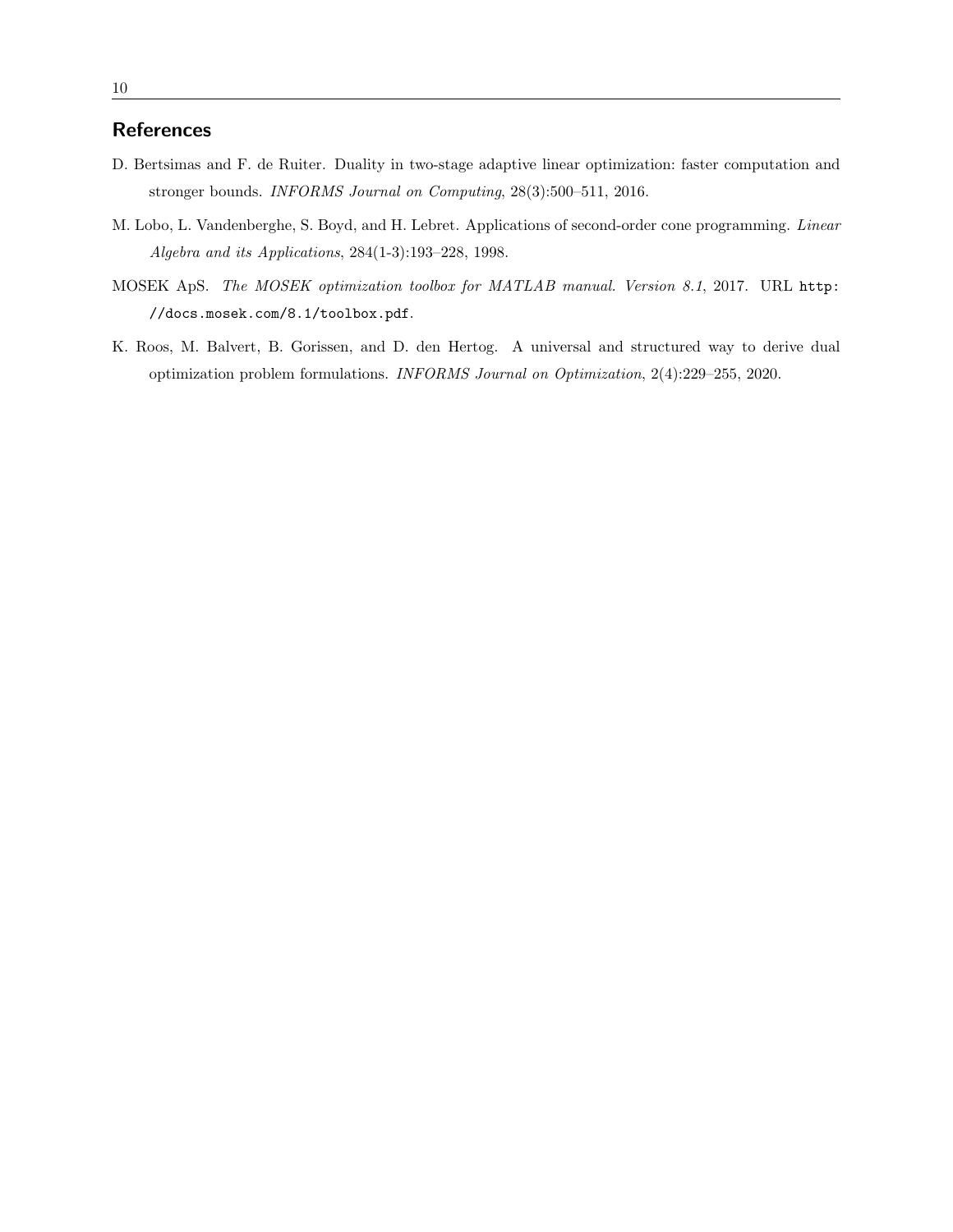## References

D. Bertsimas and F. de Ruiter. Duality in two-stage adaptive linear optimization: faster computation and stronger bounds. *INFORMS Journal on Computing*, 28(3):500–511, 2016.

M. Lobo, L. Vandenberghe, S. Boyd, and H. Lebret. Applications of second-order cone programming. *Linear Algebra and its Applications*, 284(1-3):193–228, 1998.

MOSEK ApS. *The MOSEK optimization toolbox for MATLAB manual. Version 8.1*, 2017. URL `http://docs.mosek.com/8.1/toolbox.pdf`.

K. Roos, M. Balvert, B. Gorissen, and D. den Hertog. A universal and structured way to derive dual optimization problem formulations. *INFORMS Journal on Optimization*, 2(4):229–255, 2020.